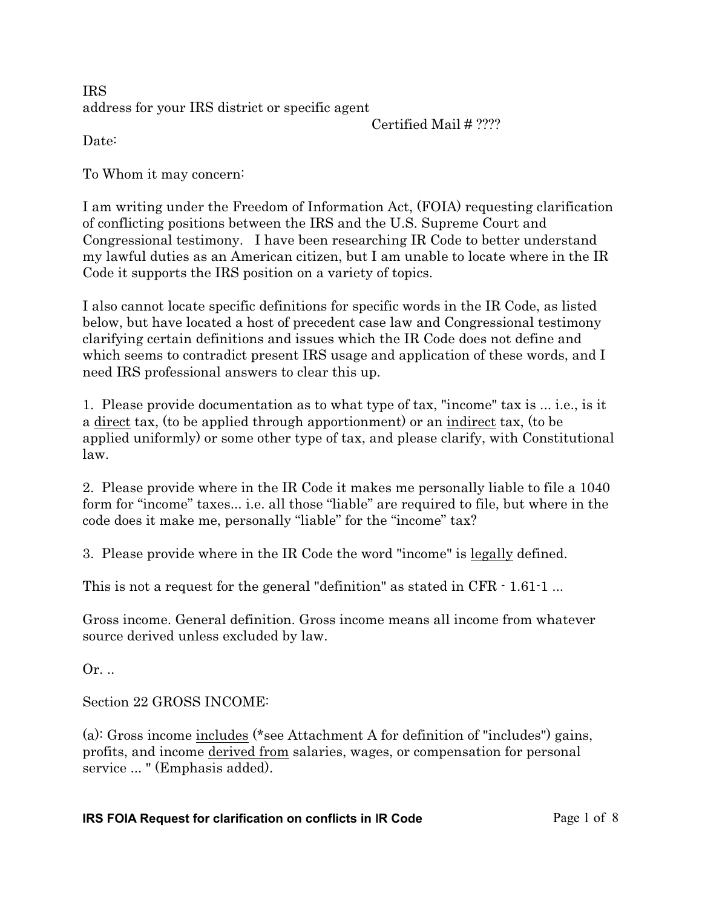IRS
address for your IRS district or specific agent

Certified Mail # ????

Date:

To Whom it may concern:

I am writing under the Freedom of Information Act, (FOIA) requesting clarification of conflicting positions between the IRS and the U.S. Supreme Court and Congressional testimony. I have been researching IR Code to better understand my lawful duties as an American citizen, but I am unable to locate where in the IR Code it supports the IRS position on a variety of topics.

I also cannot locate specific definitions for specific words in the IR Code, as listed below, but have located a host of precedent case law and Congressional testimony clarifying certain definitions and issues which the IR Code does not define and which seems to contradict present IRS usage and application of these words, and I need IRS professional answers to clear this up.

1. Please provide documentation as to what type of tax, "income" tax is ... i.e., is it a <u>direct</u> tax, (to be applied through apportionment) or an <u>indirect</u> tax, (to be applied uniformly) or some other type of tax, and please clarify, with Constitutional law.

2. Please provide where in the IR Code it makes me personally liable to file a 1040 form for "income" taxes... i.e. all those "liable" are required to file, but where in the code does it make me, personally "liable" for the "income" tax?

3. Please provide where in the IR Code the word "income" is <u>legally</u> defined.

This is not a request for the general "definition" as stated in CFR - 1.61-1 ...

Gross income. General definition. Gross income means all income from whatever source derived unless excluded by law.

Or. ..

Section 22 GROSS INCOME:

(a): Gross income <u>includes</u> (*see Attachment A for definition of "includes") gains, profits, and income <u>derived from</u> salaries, wages, or compensation for personal service ... " (Emphasis added).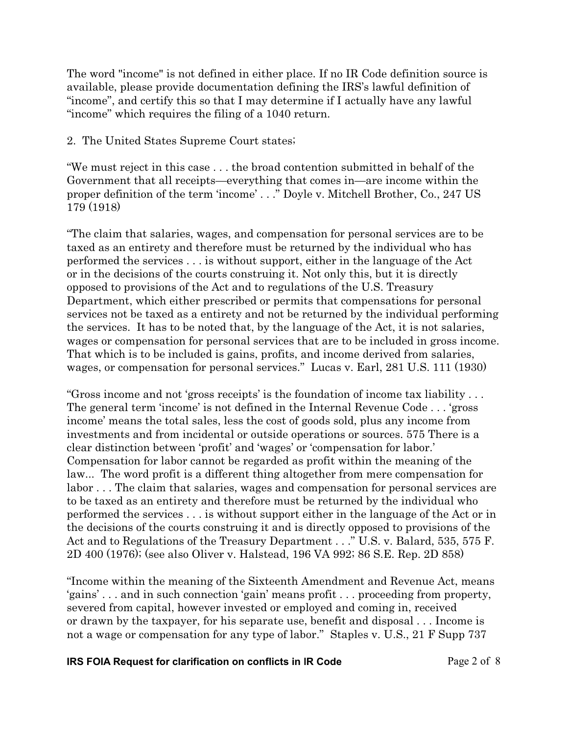The word "income" is not defined in either place. If no IR Code definition source is available, please provide documentation defining the IRS's lawful definition of "income", and certify this so that I may determine if I actually have any lawful "income" which requires the filing of a 1040 return.

2. The United States Supreme Court states;

"We must reject in this case . . . the broad contention submitted in behalf of the Government that all receipts—everything that comes in—are income within the proper definition of the term 'income' . . ." Doyle v. Mitchell Brother, Co., 247 US 179 (1918)

"The claim that salaries, wages, and compensation for personal services are to be taxed as an entirety and therefore must be returned by the individual who has performed the services . . . is without support, either in the language of the Act or in the decisions of the courts construing it. Not only this, but it is directly opposed to provisions of the Act and to regulations of the U.S. Treasury Department, which either prescribed or permits that compensations for personal services not be taxed as a entirety and not be returned by the individual performing the services. It has to be noted that, by the language of the Act, it is not salaries, wages or compensation for personal services that are to be included in gross income. That which is to be included is gains, profits, and income derived from salaries, wages, or compensation for personal services." Lucas v. Earl, 281 U.S. 111 (1930)

"Gross income and not 'gross receipts' is the foundation of income tax liability . . . The general term 'income' is not defined in the Internal Revenue Code . . . 'gross income' means the total sales, less the cost of goods sold, plus any income from investments and from incidental or outside operations or sources. 575 There is a clear distinction between 'profit' and 'wages' or 'compensation for labor.' Compensation for labor cannot be regarded as profit within the meaning of the law... The word profit is a different thing altogether from mere compensation for labor . . . The claim that salaries, wages and compensation for personal services are to be taxed as an entirety and therefore must be returned by the individual who performed the services . . . is without support either in the language of the Act or in the decisions of the courts construing it and is directly opposed to provisions of the Act and to Regulations of the Treasury Department . . ." U.S. v. Balard, 535, 575 F. 2D 400 (1976); (see also Oliver v. Halstead, 196 VA 992; 86 S.E. Rep. 2D 858)

"Income within the meaning of the Sixteenth Amendment and Revenue Act, means 'gains' . . . and in such connection 'gain' means profit . . . proceeding from property, severed from capital, however invested or employed and coming in, received or drawn by the taxpayer, for his separate use, benefit and disposal . . . Income is not a wage or compensation for any type of labor." Staples v. U.S., 21 F Supp 737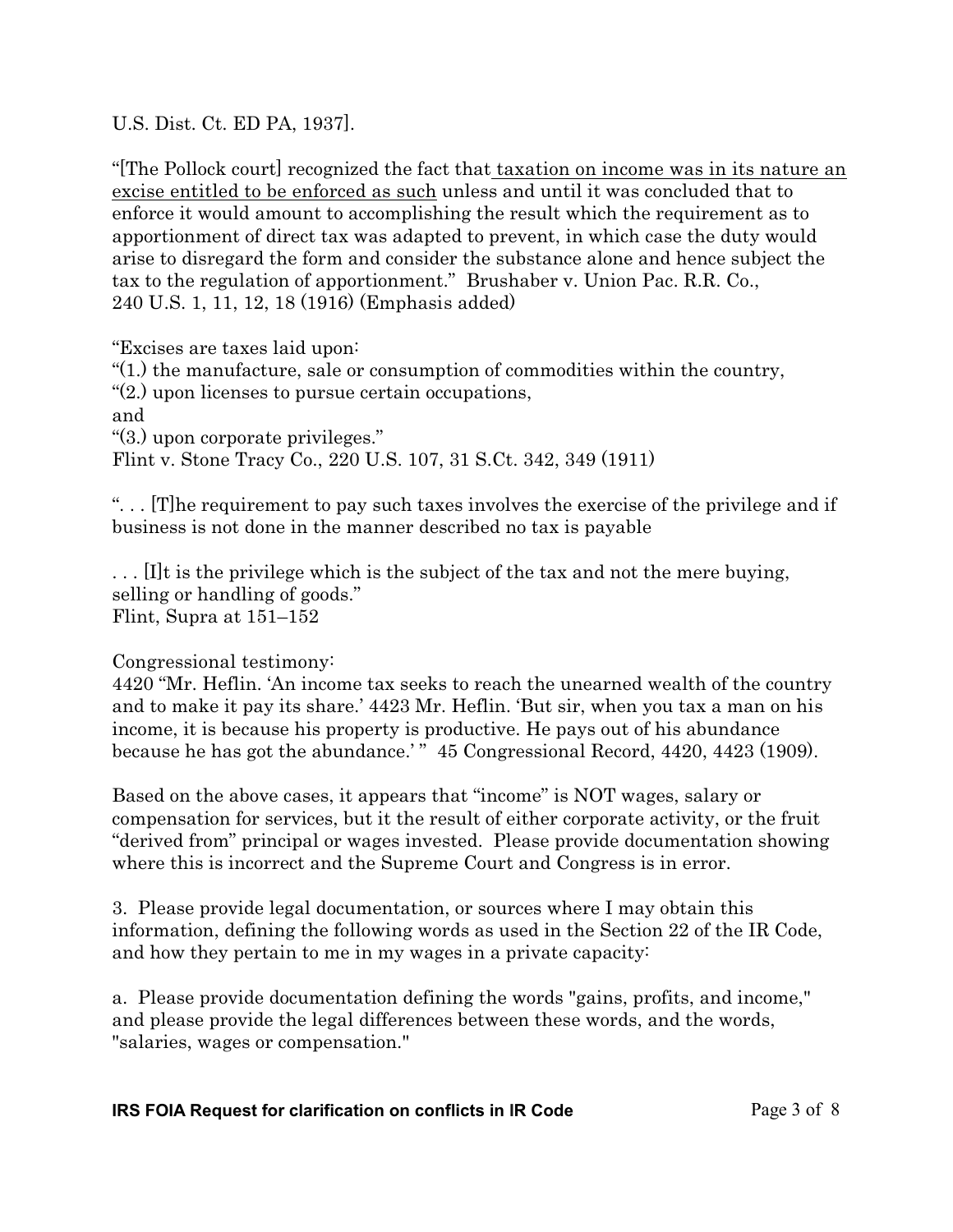U.S. Dist. Ct. ED PA, 1937].

"[The Pollock court] recognized the fact that taxation on income was in its nature an excise entitled to be enforced as such unless and until it was concluded that to enforce it would amount to accomplishing the result which the requirement as to apportionment of direct tax was adapted to prevent, in which case the duty would arise to disregard the form and consider the substance alone and hence subject the tax to the regulation of apportionment." Brushaber v. Union Pac. R.R. Co., 240 U.S. 1, 11, 12, 18 (1916) (Emphasis added)

"Excises are taxes laid upon:
"(1.) the manufacture, sale or consumption of commodities within the country,
"(2.) upon licenses to pursue certain occupations,
and
"(3.) upon corporate privileges."
Flint v. Stone Tracy Co., 220 U.S. 107, 31 S.Ct. 342, 349 (1911)

". . . [T]he requirement to pay such taxes involves the exercise of the privilege and if business is not done in the manner described no tax is payable

. . . [I]t is the privilege which is the subject of the tax and not the mere buying, selling or handling of goods."
Flint, Supra at 151–152

Congressional testimony:
4420 "Mr. Heflin. 'An income tax seeks to reach the unearned wealth of the country and to make it pay its share.' 4423 Mr. Heflin. 'But sir, when you tax a man on his income, it is because his property is productive. He pays out of his abundance because he has got the abundance.' " 45 Congressional Record, 4420, 4423 (1909).

Based on the above cases, it appears that "income" is NOT wages, salary or compensation for services, but it the result of either corporate activity, or the fruit "derived from" principal or wages invested. Please provide documentation showing where this is incorrect and the Supreme Court and Congress is in error.

3. Please provide legal documentation, or sources where I may obtain this information, defining the following words as used in the Section 22 of the IR Code, and how they pertain to me in my wages in a private capacity:

a. Please provide documentation defining the words "gains, profits, and income," and please provide the legal differences between these words, and the words, "salaries, wages or compensation."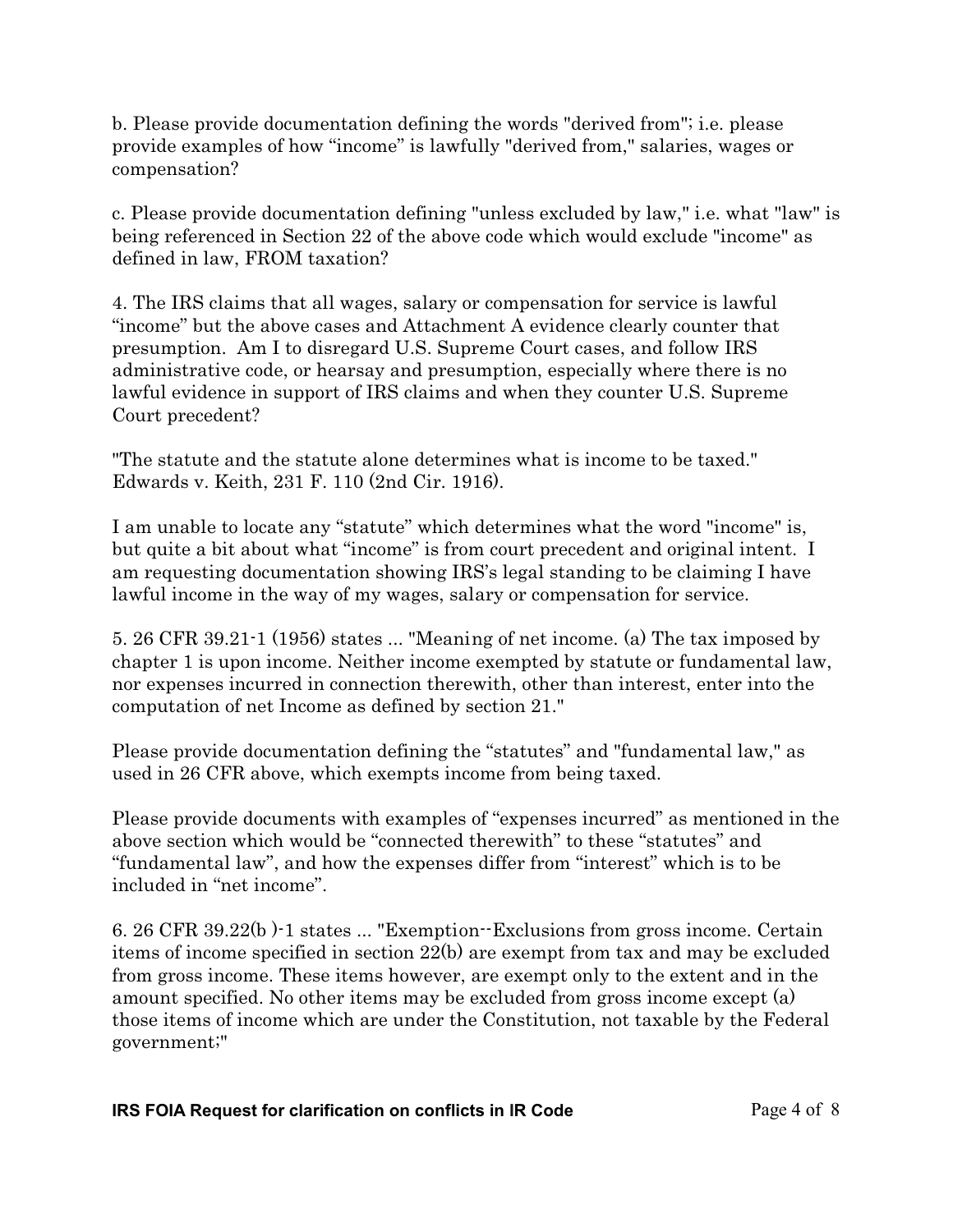b. Please provide documentation defining the words "derived from"; i.e. please provide examples of how “income” is lawfully "derived from," salaries, wages or compensation?

c. Please provide documentation defining "unless excluded by law," i.e. what "law" is being referenced in Section 22 of the above code which would exclude "income" as defined in law, FROM taxation?

4. The IRS claims that all wages, salary or compensation for service is lawful “income” but the above cases and Attachment A evidence clearly counter that presumption. Am I to disregard U.S. Supreme Court cases, and follow IRS administrative code, or hearsay and presumption, especially where there is no lawful evidence in support of IRS claims and when they counter U.S. Supreme Court precedent?

"The statute and the statute alone determines what is income to be taxed." Edwards v. Keith, 231 F. 110 (2nd Cir. 1916).

I am unable to locate any “statute” which determines what the word "income" is, but quite a bit about what “income” is from court precedent and original intent. I am requesting documentation showing IRS’s legal standing to be claiming I have lawful income in the way of my wages, salary or compensation for service.

5. 26 CFR 39.21-1 (1956) states ... "Meaning of net income. (a) The tax imposed by chapter 1 is upon income. Neither income exempted by statute or fundamental law, nor expenses incurred in connection therewith, other than interest, enter into the computation of net Income as defined by section 21."

Please provide documentation defining the “statutes” and "fundamental law," as used in 26 CFR above, which exempts income from being taxed.

Please provide documents with examples of “expenses incurred” as mentioned in the above section which would be “connected therewith” to these “statutes” and “fundamental law”, and how the expenses differ from “interest” which is to be included in “net income”.

6. 26 CFR 39.22(b )-1 states ... "Exemption--Exclusions from gross income. Certain items of income specified in section 22(b) are exempt from tax and may be excluded from gross income. These items however, are exempt only to the extent and in the amount specified. No other items may be excluded from gross income except (a) those items of income which are under the Constitution, not taxable by the Federal government;"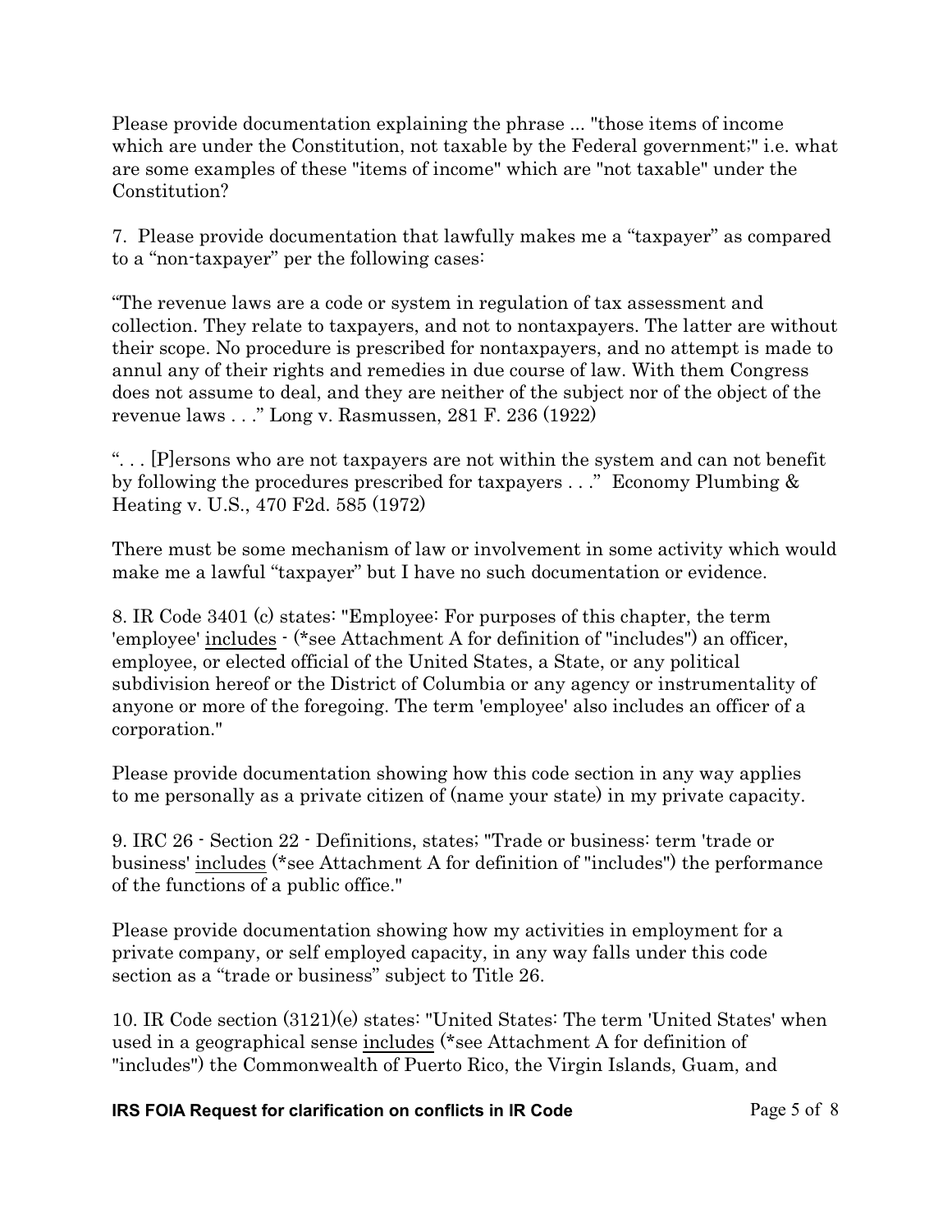Please provide documentation explaining the phrase ... "those items of income which are under the Constitution, not taxable by the Federal government;" i.e. what are some examples of these "items of income" which are "not taxable" under the Constitution?

7. Please provide documentation that lawfully makes me a "taxpayer" as compared to a "non-taxpayer" per the following cases:

"The revenue laws are a code or system in regulation of tax assessment and collection. They relate to taxpayers, and not to nontaxpayers. The latter are without their scope. No procedure is prescribed for nontaxpayers, and no attempt is made to annul any of their rights and remedies in due course of law. With them Congress does not assume to deal, and they are neither of the subject nor of the object of the revenue laws . . ." Long v. Rasmussen, 281 F. 236 (1922)

". . . [P]ersons who are not taxpayers are not within the system and can not benefit by following the procedures prescribed for taxpayers . . ." Economy Plumbing & Heating v. U.S., 470 F2d. 585 (1972)

There must be some mechanism of law or involvement in some activity which would make me a lawful "taxpayer" but I have no such documentation or evidence.

8. IR Code 3401 (c) states: "Employee: For purposes of this chapter, the term 'employee' <u>includes</u> - (*see Attachment A for definition of "includes") an officer, employee, or elected official of the United States, a State, or any political subdivision hereof or the District of Columbia or any agency or instrumentality of anyone or more of the foregoing. The term 'employee' also includes an officer of a corporation."

Please provide documentation showing how this code section in any way applies to me personally as a private citizen of (name your state) in my private capacity.

9. IRC 26 - Section 22 - Definitions, states; "Trade or business: term 'trade or business' <u>includes</u> (*see Attachment A for definition of "includes") the performance of the functions of a public office."

Please provide documentation showing how my activities in employment for a private company, or self employed capacity, in any way falls under this code section as a "trade or business" subject to Title 26.

10. IR Code section (3121)(e) states: "United States: The term 'United States' when used in a geographical sense <u>includes</u> (*see Attachment A for definition of "includes") the Commonwealth of Puerto Rico, the Virgin Islands, Guam, and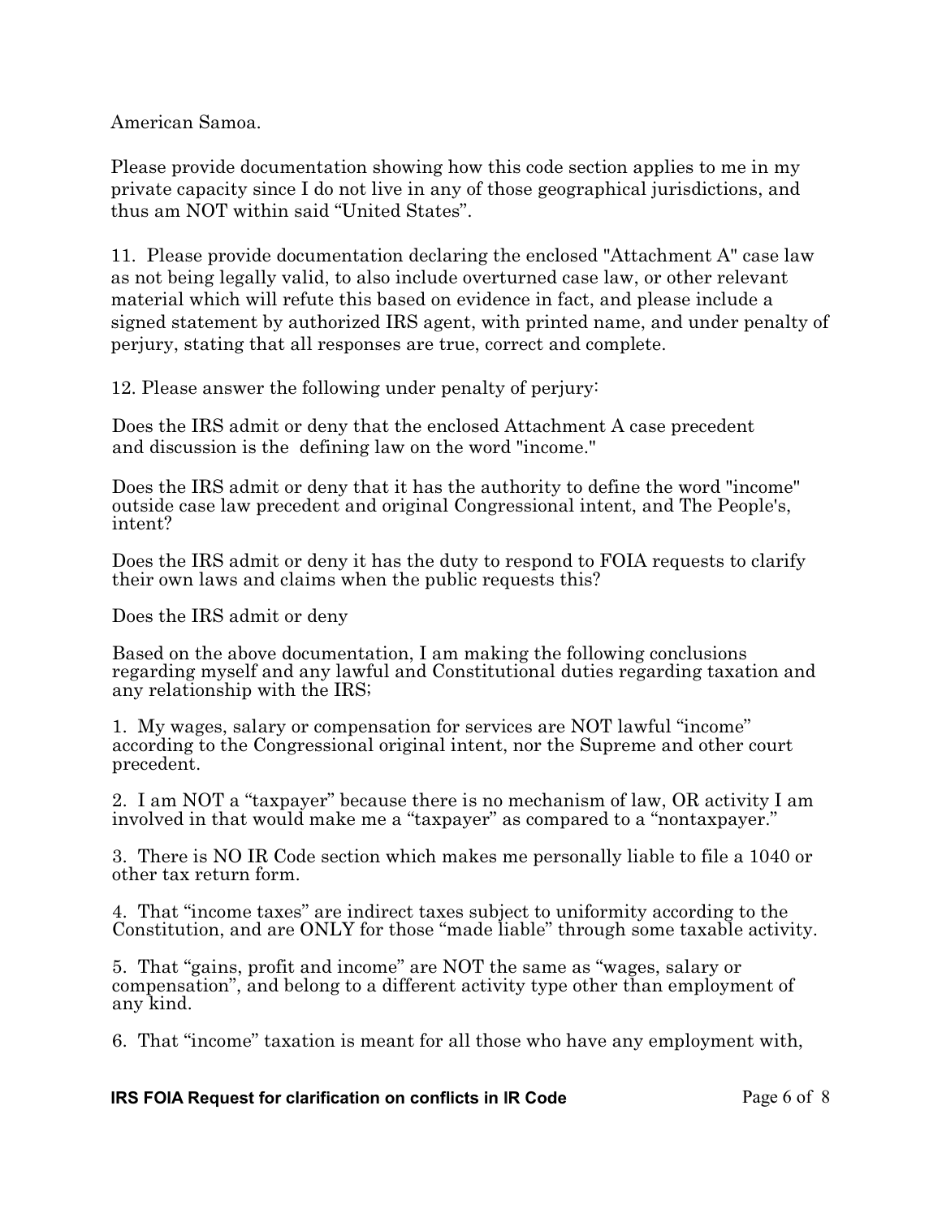American Samoa.

Please provide documentation showing how this code section applies to me in my private capacity since I do not live in any of those geographical jurisdictions, and thus am NOT within said "United States".

11. Please provide documentation declaring the enclosed "Attachment A" case law as not being legally valid, to also include overturned case law, or other relevant material which will refute this based on evidence in fact, and please include a signed statement by authorized IRS agent, with printed name, and under penalty of perjury, stating that all responses are true, correct and complete.

12. Please answer the following under penalty of perjury:

Does the IRS admit or deny that the enclosed Attachment A case precedent and discussion is the defining law on the word "income."

Does the IRS admit or deny that it has the authority to define the word "income" outside case law precedent and original Congressional intent, and The People's, intent?

Does the IRS admit or deny it has the duty to respond to FOIA requests to clarify their own laws and claims when the public requests this?

Does the IRS admit or deny

Based on the above documentation, I am making the following conclusions regarding myself and any lawful and Constitutional duties regarding taxation and any relationship with the IRS;

1. My wages, salary or compensation for services are NOT lawful "income" according to the Congressional original intent, nor the Supreme and other court precedent.

2. I am NOT a "taxpayer" because there is no mechanism of law, OR activity I am involved in that would make me a "taxpayer" as compared to a "nontaxpayer."

3. There is NO IR Code section which makes me personally liable to file a 1040 or other tax return form.

4. That "income taxes" are indirect taxes subject to uniformity according to the Constitution, and are ONLY for those "made liable" through some taxable activity.

5. That "gains, profit and income" are NOT the same as "wages, salary or compensation", and belong to a different activity type other than employment of any kind.

6. That "income" taxation is meant for all those who have any employment with,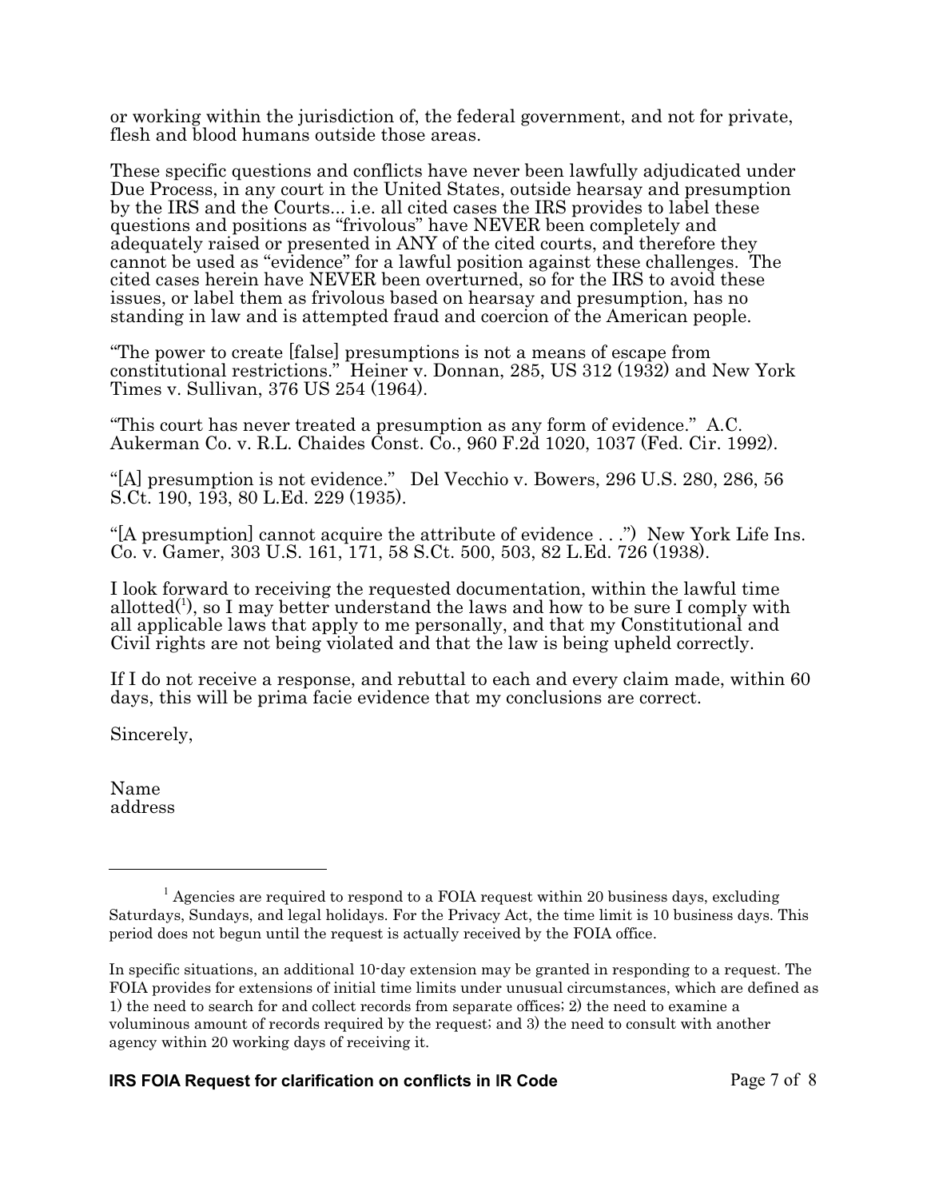or working within the jurisdiction of, the federal government, and not for private, flesh and blood humans outside those areas.

These specific questions and conflicts have never been lawfully adjudicated under Due Process, in any court in the United States, outside hearsay and presumption by the IRS and the Courts... i.e. all cited cases the IRS provides to label these questions and positions as "frivolous" have NEVER been completely and adequately raised or presented in ANY of the cited courts, and therefore they cannot be used as "evidence" for a lawful position against these challenges. The cited cases herein have NEVER been overturned, so for the IRS to avoid these issues, or label them as frivolous based on hearsay and presumption, has no standing in law and is attempted fraud and coercion of the American people.

"The power to create [false] presumptions is not a means of escape from constitutional restrictions." Heiner v. Donnan, 285, US 312 (1932) and New York Times v. Sullivan, 376 US 254 (1964).

"This court has never treated a presumption as any form of evidence." A.C. Aukerman Co. v. R.L. Chaides Const. Co., 960 F.2d 1020, 1037 (Fed. Cir. 1992).

"[A] presumption is not evidence." Del Vecchio v. Bowers, 296 U.S. 280, 286, 56 S.Ct. 190, 193, 80 L.Ed. 229 (1935).

"[A presumption] cannot acquire the attribute of evidence . . .") New York Life Ins. Co. v. Gamer, 303 U.S. 161, 171, 58 S.Ct. 500, 503, 82 L.Ed. 726 (1938).

I look forward to receiving the requested documentation, within the lawful time allotted([1]), so I may better understand the laws and how to be sure I comply with all applicable laws that apply to me personally, and that my Constitutional and Civil rights are not being violated and that the law is being upheld correctly.

If I do not receive a response, and rebuttal to each and every claim made, within 60 days, this will be prima facie evidence that my conclusions are correct.

Sincerely,

Name
address

---

[1] Agencies are required to respond to a FOIA request within 20 business days, excluding Saturdays, Sundays, and legal holidays. For the Privacy Act, the time limit is 10 business days. This period does not begun until the request is actually received by the FOIA office.

In specific situations, an additional 10-day extension may be granted in responding to a request. The FOIA provides for extensions of initial time limits under unusual circumstances, which are defined as 1) the need to search for and collect records from separate offices; 2) the need to examine a voluminous amount of records required by the request; and 3) the need to consult with another agency within 20 working days of receiving it.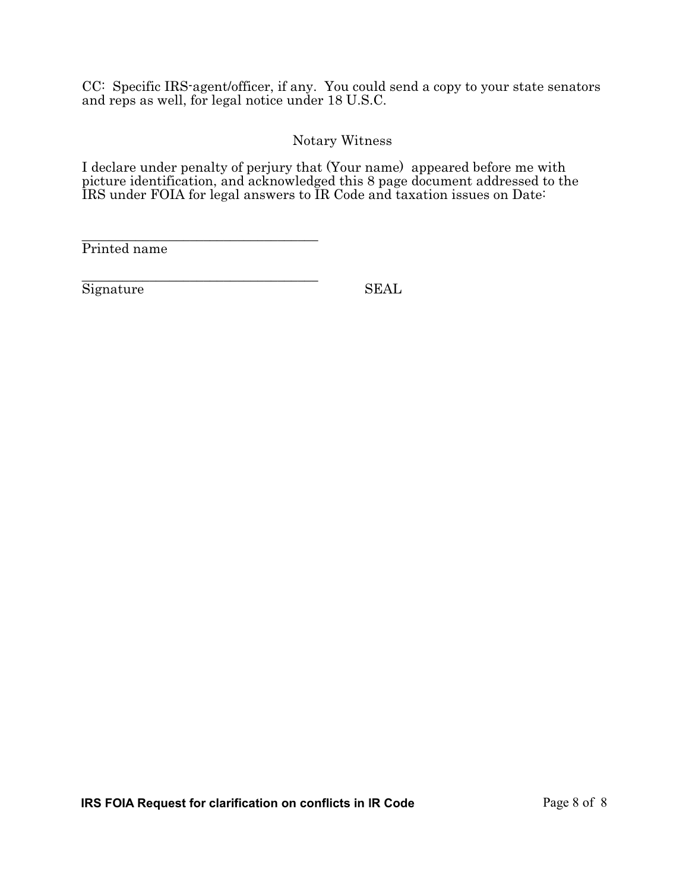CC: Specific IRS-agent/officer, if any. You could send a copy to your state senators and reps as well, for legal notice under 18 U.S.C.

Notary Witness

I declare under penalty of perjury that (Your name) appeared before me with picture identification, and acknowledged this 8 page document addressed to the IRS under FOIA for legal answers to IR Code and taxation issues on Date:

___________________________________
Printed name

___________________________________
Signature SEAL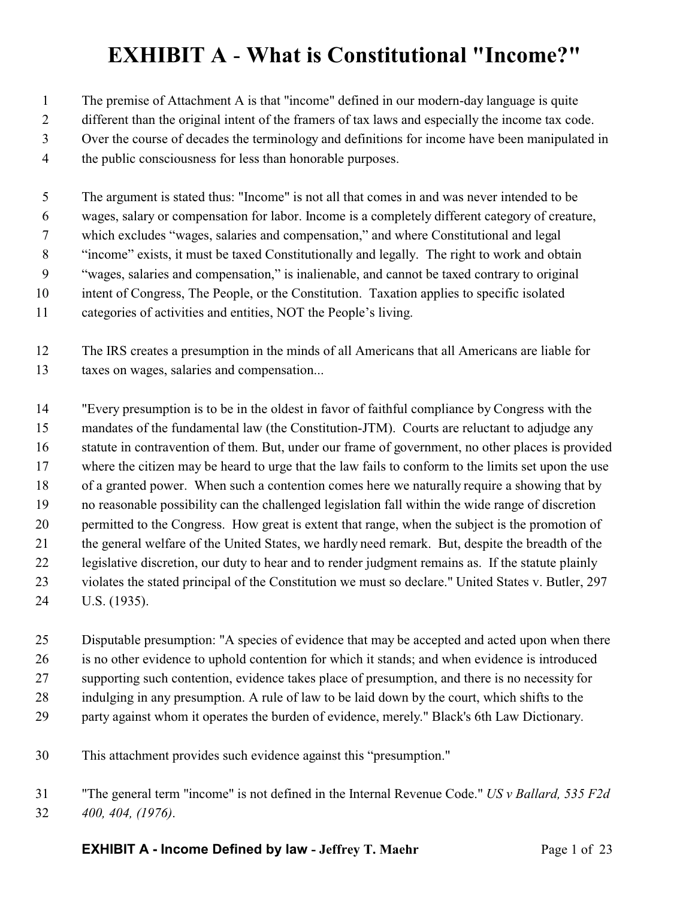# EXHIBIT A - What is Constitutional "Income?"

The premise of Attachment A is that "income" defined in our modern-day language is quite different than the original intent of the framers of tax laws and especially the income tax code. Over the course of decades the terminology and definitions for income have been manipulated in the public consciousness for less than honorable purposes.

The argument is stated thus: "Income" is not all that comes in and was never intended to be wages, salary or compensation for labor. Income is a completely different category of creature, which excludes "wages, salaries and compensation," and where Constitutional and legal "income" exists, it must be taxed Constitutionally and legally. The right to work and obtain "wages, salaries and compensation," is inalienable, and cannot be taxed contrary to original intent of Congress, The People, or the Constitution. Taxation applies to specific isolated categories of activities and entities, NOT the People's living.

The IRS creates a presumption in the minds of all Americans that all Americans are liable for taxes on wages, salaries and compensation...

"Every presumption is to be in the oldest in favor of faithful compliance by Congress with the mandates of the fundamental law (the Constitution-JTM). Courts are reluctant to adjudge any statute in contravention of them. But, under our frame of government, no other places is provided where the citizen may be heard to urge that the law fails to conform to the limits set upon the use of a granted power. When such a contention comes here we naturally require a showing that by no reasonable possibility can the challenged legislation fall within the wide range of discretion permitted to the Congress. How great is extent that range, when the subject is the promotion of the general welfare of the United States, we hardly need remark. But, despite the breadth of the legislative discretion, our duty to hear and to render judgment remains as. If the statute plainly violates the stated principal of the Constitution we must so declare." United States v. Butler, 297 U.S. (1935).

Disputable presumption: "A species of evidence that may be accepted and acted upon when there is no other evidence to uphold contention for which it stands; and when evidence is introduced supporting such contention, evidence takes place of presumption, and there is no necessity for indulging in any presumption. A rule of law to be laid down by the court, which shifts to the party against whom it operates the burden of evidence, merely." Black's 6th Law Dictionary.

This attachment provides such evidence against this "presumption."

"The general term "income" is not defined in the Internal Revenue Code." *US v Ballard, 535 F2d 400, 404, (1976).*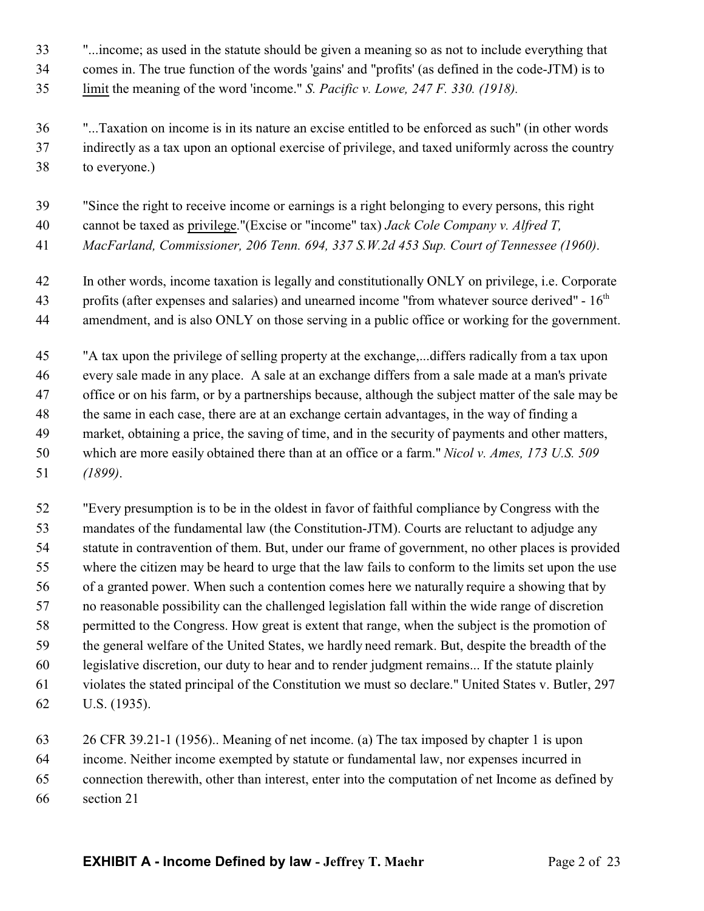"...income; as used in the statute should be given a meaning so as not to include everything that comes in. The true function of the words 'gains' and "profits' (as defined in the code-JTM) is to limit the meaning of the word 'income." *S. Pacific v. Lowe, 247 F. 330. (1918).*

"...Taxation on income is in its nature an excise entitled to be enforced as such" (in other words indirectly as a tax upon an optional exercise of privilege, and taxed uniformly across the country to everyone.)

"Since the right to receive income or earnings is a right belonging to every persons, this right cannot be taxed as privilege."(Excise or "income" tax) *Jack Cole Company v. Alfred T, MacFarland, Commissioner, 206 Tenn. 694, 337 S.W.2d 453 Sup. Court of Tennessee (1960)*.

In other words, income taxation is legally and constitutionally ONLY on privilege, i.e. Corporate profits (after expenses and salaries) and unearned income "from whatever source derived" - 16th amendment, and is also ONLY on those serving in a public office or working for the government.

"A tax upon the privilege of selling property at the exchange,...differs radically from a tax upon every sale made in any place. A sale at an exchange differs from a sale made at a man's private office or on his farm, or by a partnerships because, although the subject matter of the sale may be the same in each case, there are at an exchange certain advantages, in the way of finding a market, obtaining a price, the saving of time, and in the security of payments and other matters, which are more easily obtained there than at an office or a farm." *Nicol v. Ames, 173 U.S. 509 (1899)*.

"Every presumption is to be in the oldest in favor of faithful compliance by Congress with the mandates of the fundamental law (the Constitution-JTM). Courts are reluctant to adjudge any statute in contravention of them. But, under our frame of government, no other places is provided where the citizen may be heard to urge that the law fails to conform to the limits set upon the use of a granted power. When such a contention comes here we naturally require a showing that by no reasonable possibility can the challenged legislation fall within the wide range of discretion permitted to the Congress. How great is extent that range, when the subject is the promotion of the general welfare of the United States, we hardly need remark. But, despite the breadth of the legislative discretion, our duty to hear and to render judgment remains... If the statute plainly violates the stated principal of the Constitution we must so declare." United States v. Butler, 297 U.S. (1935).

26 CFR 39.21-1 (1956).. Meaning of net income. (a) The tax imposed by chapter 1 is upon income. Neither income exempted by statute or fundamental law, nor expenses incurred in connection therewith, other than interest, enter into the computation of net Income as defined by section 21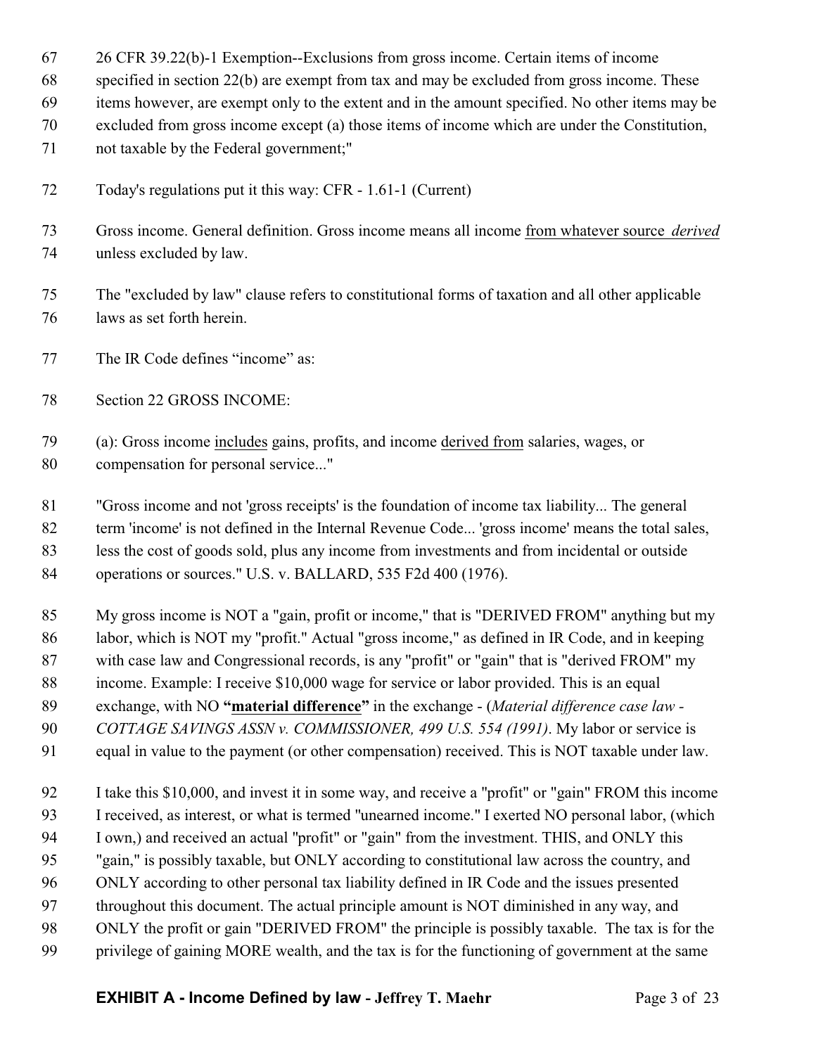26 CFR 39.22(b)-1 Exemption--Exclusions from gross income. Certain items of income specified in section 22(b) are exempt from tax and may be excluded from gross income. These items however, are exempt only to the extent and in the amount specified. No other items may be excluded from gross income except (a) those items of income which are under the Constitution, not taxable by the Federal government;"

Today's regulations put it this way: CFR - 1.61-1 (Current)

Gross income. General definition. Gross income means all income <u>from whatever source *derived*</u> unless excluded by law.

The "excluded by law" clause refers to constitutional forms of taxation and all other applicable laws as set forth herein.

The IR Code defines "income" as:

Section 22 GROSS INCOME:

(a): Gross income <u>includes</u> gains, profits, and income <u>derived from</u> salaries, wages, or compensation for personal service..."

"Gross income and not 'gross receipts' is the foundation of income tax liability... The general term 'income' is not defined in the Internal Revenue Code... 'gross income' means the total sales, less the cost of goods sold, plus any income from investments and from incidental or outside operations or sources." U.S. v. BALLARD, 535 F2d 400 (1976).

My gross income is NOT a "gain, profit or income," that is "DERIVED FROM" anything but my labor, which is NOT my "profit." Actual "gross income," as defined in IR Code, and in keeping with case law and Congressional records, is any "profit" or "gain" that is "derived FROM" my income. Example: I receive $10,000 wage for service or labor provided. This is an equal exchange, with NO **"<u>material difference</u>"** in the exchange - (*Material difference case law - COTTAGE SAVINGS ASSN v. COMMISSIONER, 499 U.S. 554 (1991)*. My labor or service is equal in value to the payment (or other compensation) received. This is NOT taxable under law.

I take this $10,000, and invest it in some way, and receive a "profit" or "gain" FROM this income I received, as interest, or what is termed "unearned income." I exerted NO personal labor, (which I own,) and received an actual "profit" or "gain" from the investment. THIS, and ONLY this "gain," is possibly taxable, but ONLY according to constitutional law across the country, and ONLY according to other personal tax liability defined in IR Code and the issues presented throughout this document. The actual principle amount is NOT diminished in any way, and ONLY the profit or gain "DERIVED FROM" the principle is possibly taxable. The tax is for the privilege of gaining MORE wealth, and the tax is for the functioning of government at the same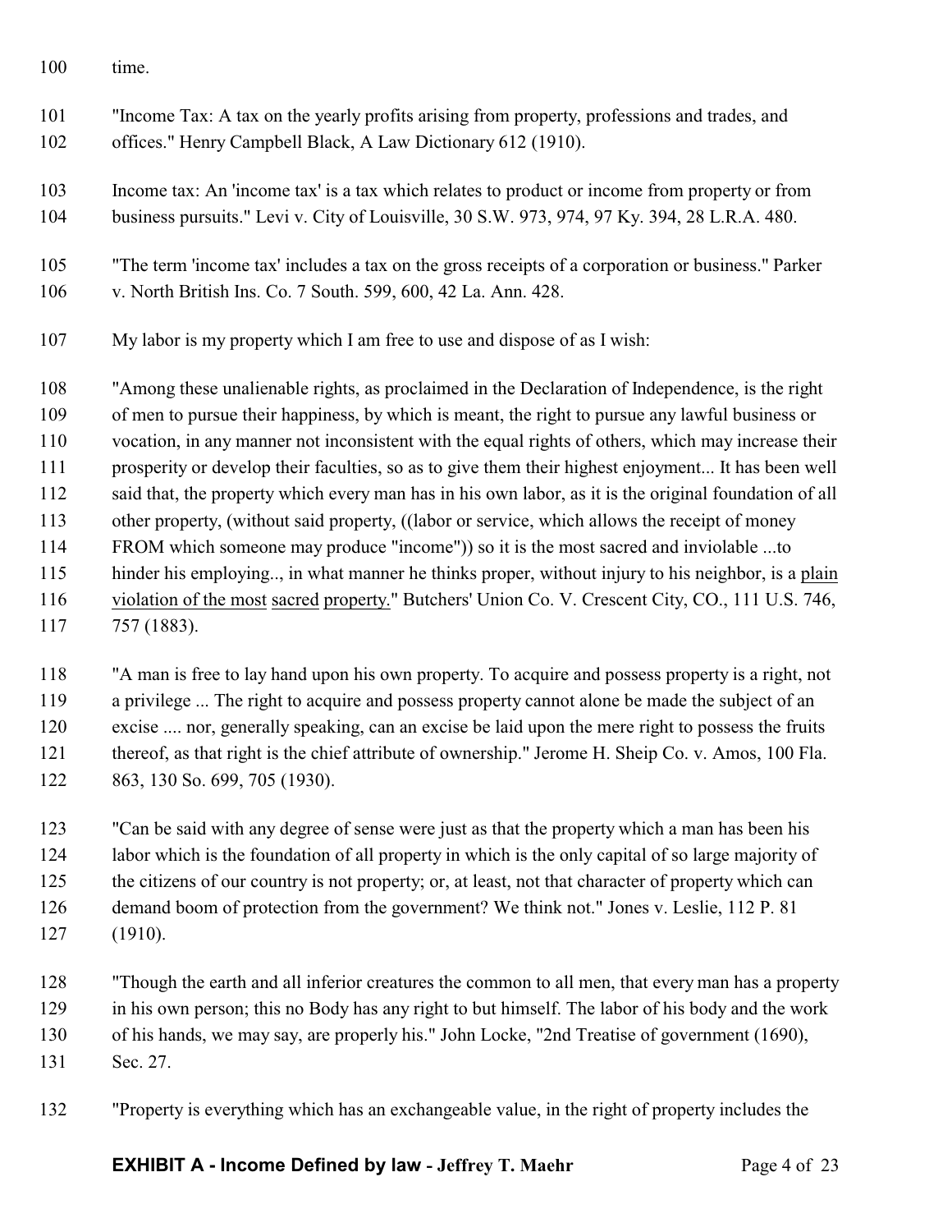time.

"Income Tax: A tax on the yearly profits arising from property, professions and trades, and offices." Henry Campbell Black, A Law Dictionary 612 (1910).

Income tax: An 'income tax' is a tax which relates to product or income from property or from business pursuits." Levi v. City of Louisville, 30 S.W. 973, 974, 97 Ky. 394, 28 L.R.A. 480.

"The term 'income tax' includes a tax on the gross receipts of a corporation or business." Parker v. North British Ins. Co. 7 South. 599, 600, 42 La. Ann. 428.

My labor is my property which I am free to use and dispose of as I wish:

"Among these unalienable rights, as proclaimed in the Declaration of Independence, is the right of men to pursue their happiness, by which is meant, the right to pursue any lawful business or vocation, in any manner not inconsistent with the equal rights of others, which may increase their prosperity or develop their faculties, so as to give them their highest enjoyment... It has been well said that, the property which every man has in his own labor, as it is the original foundation of all other property, (without said property, ((labor or service, which allows the receipt of money FROM which someone may produce "income")) so it is the most sacred and inviolable ...to hinder his employing.., in what manner he thinks proper, without injury to his neighbor, is a <u>plain violation of the most</u> <u>sacred</u> <u>property.</u>" Butchers' Union Co. V. Crescent City, CO., 111 U.S. 746, 757 (1883).

"A man is free to lay hand upon his own property. To acquire and possess property is a right, not a privilege ... The right to acquire and possess property cannot alone be made the subject of an excise .... nor, generally speaking, can an excise be laid upon the mere right to possess the fruits thereof, as that right is the chief attribute of ownership." Jerome H. Sheip Co. v. Amos, 100 Fla. 863, 130 So. 699, 705 (1930).

"Can be said with any degree of sense were just as that the property which a man has been his labor which is the foundation of all property in which is the only capital of so large majority of the citizens of our country is not property; or, at least, not that character of property which can demand boom of protection from the government? We think not." Jones v. Leslie, 112 P. 81 (1910).

"Though the earth and all inferior creatures the common to all men, that every man has a property in his own person; this no Body has any right to but himself. The labor of his body and the work of his hands, we may say, are properly his." John Locke, "2nd Treatise of government (1690), Sec. 27.

"Property is everything which has an exchangeable value, in the right of property includes the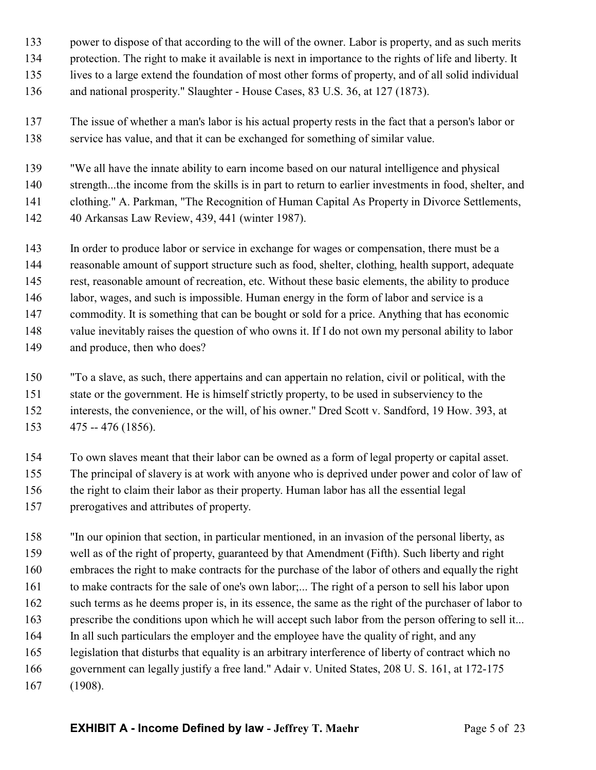power to dispose of that according to the will of the owner. Labor is property, and as such merits protection. The right to make it available is next in importance to the rights of life and liberty. It lives to a large extend the foundation of most other forms of property, and of all solid individual and national prosperity." Slaughter - House Cases, 83 U.S. 36, at 127 (1873).

The issue of whether a man's labor is his actual property rests in the fact that a person's labor or service has value, and that it can be exchanged for something of similar value.

"We all have the innate ability to earn income based on our natural intelligence and physical strength...the income from the skills is in part to return to earlier investments in food, shelter, and clothing." A. Parkman, "The Recognition of Human Capital As Property in Divorce Settlements, 40 Arkansas Law Review, 439, 441 (winter 1987).

In order to produce labor or service in exchange for wages or compensation, there must be a reasonable amount of support structure such as food, shelter, clothing, health support, adequate rest, reasonable amount of recreation, etc. Without these basic elements, the ability to produce labor, wages, and such is impossible. Human energy in the form of labor and service is a commodity. It is something that can be bought or sold for a price. Anything that has economic value inevitably raises the question of who owns it. If I do not own my personal ability to labor and produce, then who does?

"To a slave, as such, there appertains and can appertain no relation, civil or political, with the state or the government. He is himself strictly property, to be used in subserviency to the interests, the convenience, or the will, of his owner." Dred Scott v. Sandford, 19 How. 393, at 475 -- 476 (1856).

To own slaves meant that their labor can be owned as a form of legal property or capital asset. The principal of slavery is at work with anyone who is deprived under power and color of law of the right to claim their labor as their property. Human labor has all the essential legal prerogatives and attributes of property.

"In our opinion that section, in particular mentioned, in an invasion of the personal liberty, as well as of the right of property, guaranteed by that Amendment (Fifth). Such liberty and right embraces the right to make contracts for the purchase of the labor of others and equally the right to make contracts for the sale of one's own labor;... The right of a person to sell his labor upon such terms as he deems proper is, in its essence, the same as the right of the purchaser of labor to prescribe the conditions upon which he will accept such labor from the person offering to sell it... In all such particulars the employer and the employee have the quality of right, and any legislation that disturbs that equality is an arbitrary interference of liberty of contract which no government can legally justify a free land." Adair v. United States, 208 U. S. 161, at 172-175 (1908).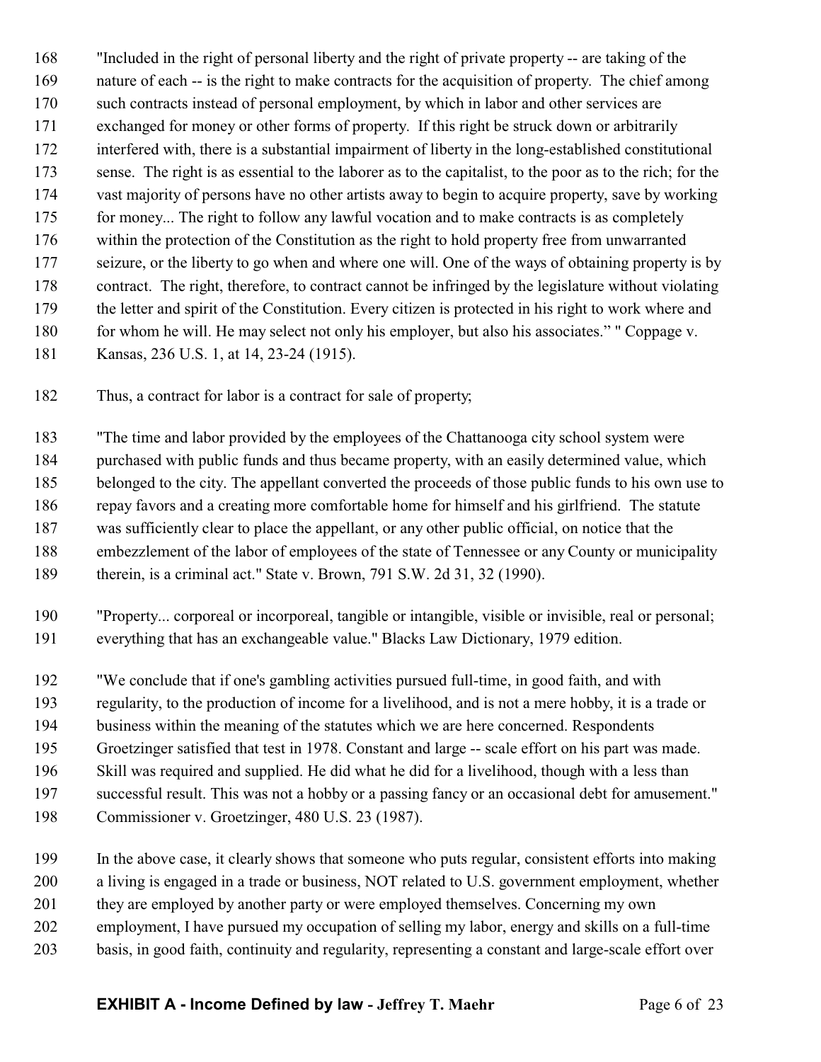"Included in the right of personal liberty and the right of private property -- are taking of the nature of each -- is the right to make contracts for the acquisition of property. The chief among such contracts instead of personal employment, by which in labor and other services are exchanged for money or other forms of property. If this right be struck down or arbitrarily interfered with, there is a substantial impairment of liberty in the long-established constitutional sense. The right is as essential to the laborer as to the capitalist, to the poor as to the rich; for the vast majority of persons have no other artists away to begin to acquire property, save by working for money... The right to follow any lawful vocation and to make contracts is as completely within the protection of the Constitution as the right to hold property free from unwarranted seizure, or the liberty to go when and where one will. One of the ways of obtaining property is by contract. The right, therefore, to contract cannot be infringed by the legislature without violating the letter and spirit of the Constitution. Every citizen is protected in his right to work where and for whom he will. He may select not only his employer, but also his associates." " Coppage v. Kansas, 236 U.S. 1, at 14, 23-24 (1915).

Thus, a contract for labor is a contract for sale of property;

"The time and labor provided by the employees of the Chattanooga city school system were purchased with public funds and thus became property, with an easily determined value, which belonged to the city. The appellant converted the proceeds of those public funds to his own use to repay favors and a creating more comfortable home for himself and his girlfriend. The statute was sufficiently clear to place the appellant, or any other public official, on notice that the embezzlement of the labor of employees of the state of Tennessee or any County or municipality therein, is a criminal act." State v. Brown, 791 S.W. 2d 31, 32 (1990).

"Property... corporeal or incorporeal, tangible or intangible, visible or invisible, real or personal; everything that has an exchangeable value." Blacks Law Dictionary, 1979 edition.

"We conclude that if one's gambling activities pursued full-time, in good faith, and with regularity, to the production of income for a livelihood, and is not a mere hobby, it is a trade or business within the meaning of the statutes which we are here concerned. Respondents Groetzinger satisfied that test in 1978. Constant and large -- scale effort on his part was made. Skill was required and supplied. He did what he did for a livelihood, though with a less than successful result. This was not a hobby or a passing fancy or an occasional debt for amusement." Commissioner v. Groetzinger, 480 U.S. 23 (1987).

In the above case, it clearly shows that someone who puts regular, consistent efforts into making a living is engaged in a trade or business, NOT related to U.S. government employment, whether they are employed by another party or were employed themselves. Concerning my own employment, I have pursued my occupation of selling my labor, energy and skills on a full-time basis, in good faith, continuity and regularity, representing a constant and large-scale effort over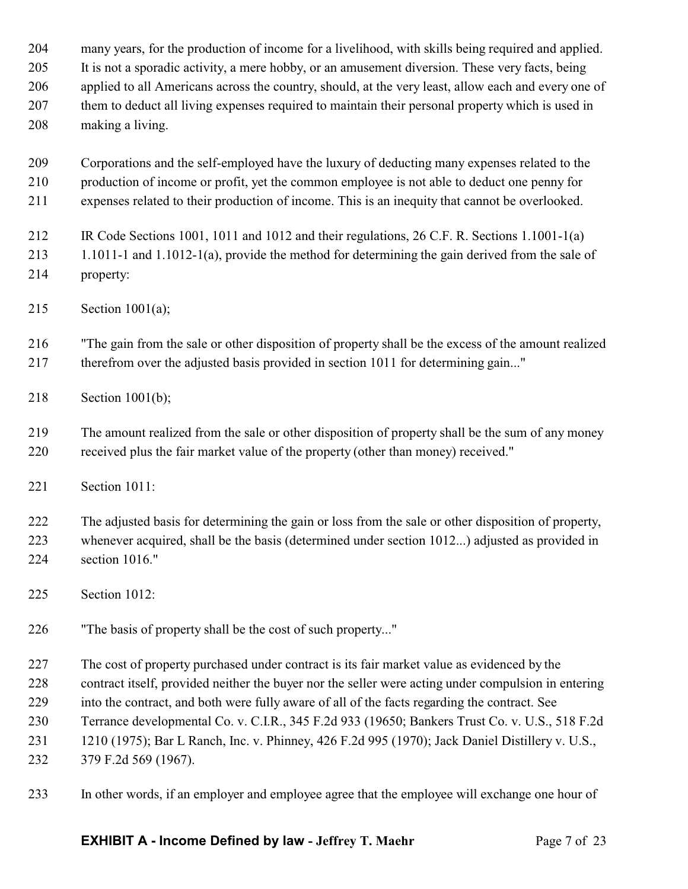many years, for the production of income for a livelihood, with skills being required and applied. It is not a sporadic activity, a mere hobby, or an amusement diversion. These very facts, being applied to all Americans across the country, should, at the very least, allow each and every one of them to deduct all living expenses required to maintain their personal property which is used in making a living.

Corporations and the self-employed have the luxury of deducting many expenses related to the production of income or profit, yet the common employee is not able to deduct one penny for expenses related to their production of income. This is an inequity that cannot be overlooked.

IR Code Sections 1001, 1011 and 1012 and their regulations, 26 C.F. R. Sections 1.1001-1(a) 1.1011-1 and 1.1012-1(a), provide the method for determining the gain derived from the sale of property:

Section 1001(a);

"The gain from the sale or other disposition of property shall be the excess of the amount realized therefrom over the adjusted basis provided in section 1011 for determining gain..."

Section 1001(b);

The amount realized from the sale or other disposition of property shall be the sum of any money received plus the fair market value of the property (other than money) received."

Section 1011:

The adjusted basis for determining the gain or loss from the sale or other disposition of property, whenever acquired, shall be the basis (determined under section 1012...) adjusted as provided in section 1016."

Section 1012:

"The basis of property shall be the cost of such property..."

The cost of property purchased under contract is its fair market value as evidenced by the contract itself, provided neither the buyer nor the seller were acting under compulsion in entering into the contract, and both were fully aware of all of the facts regarding the contract. See Terrance developmental Co. v. C.I.R., 345 F.2d 933 (19650; Bankers Trust Co. v. U.S., 518 F.2d 1210 (1975); Bar L Ranch, Inc. v. Phinney, 426 F.2d 995 (1970); Jack Daniel Distillery v. U.S., 379 F.2d 569 (1967).

In other words, if an employer and employee agree that the employee will exchange one hour of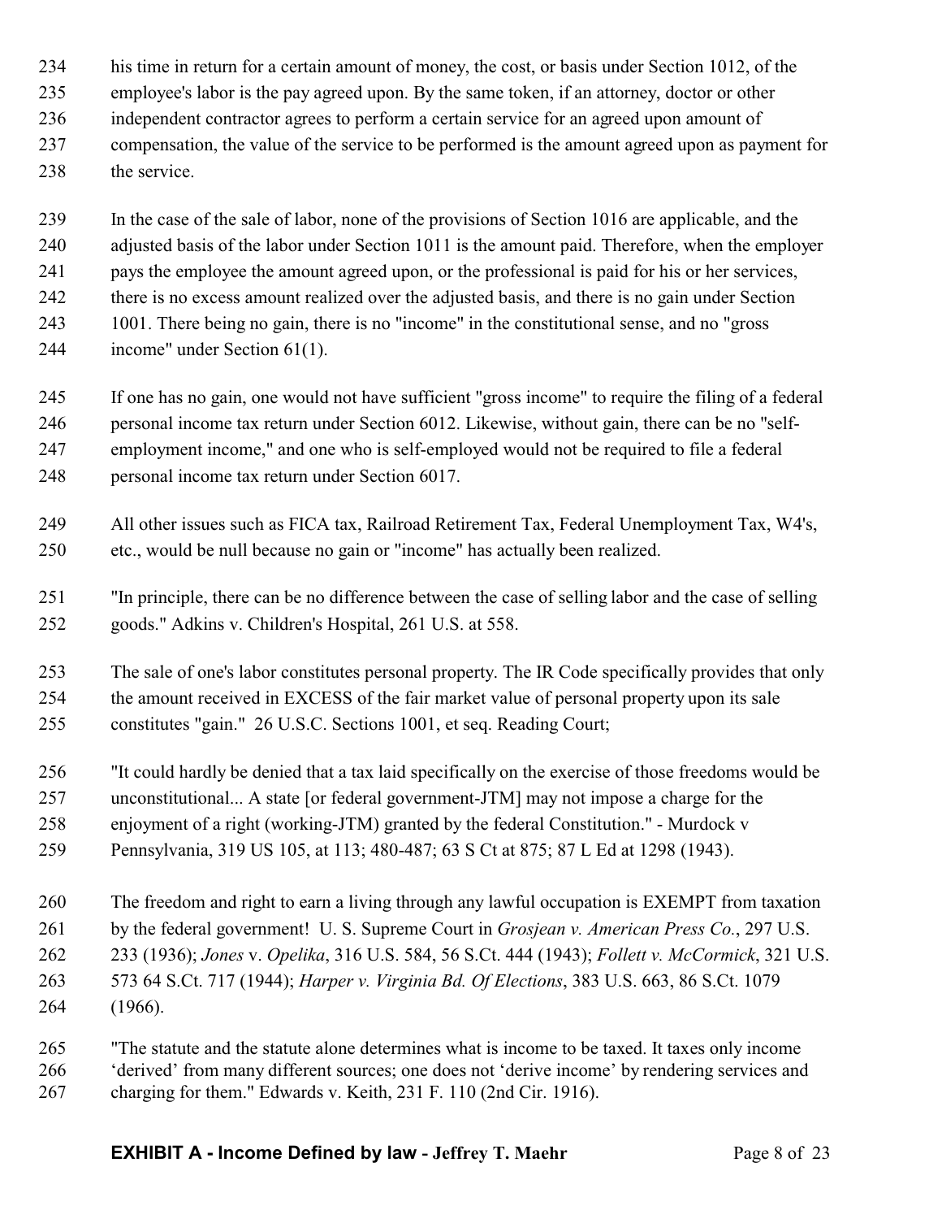his time in return for a certain amount of money, the cost, or basis under Section 1012, of the employee's labor is the pay agreed upon. By the same token, if an attorney, doctor or other independent contractor agrees to perform a certain service for an agreed upon amount of compensation, the value of the service to be performed is the amount agreed upon as payment for the service.

In the case of the sale of labor, none of the provisions of Section 1016 are applicable, and the adjusted basis of the labor under Section 1011 is the amount paid. Therefore, when the employer pays the employee the amount agreed upon, or the professional is paid for his or her services, there is no excess amount realized over the adjusted basis, and there is no gain under Section 1001. There being no gain, there is no "income" in the constitutional sense, and no "gross income" under Section 61(1).

If one has no gain, one would not have sufficient "gross income" to require the filing of a federal personal income tax return under Section 6012. Likewise, without gain, there can be no "self-employment income," and one who is self-employed would not be required to file a federal personal income tax return under Section 6017.

All other issues such as FICA tax, Railroad Retirement Tax, Federal Unemployment Tax, W4's, etc., would be null because no gain or "income" has actually been realized.

"In principle, there can be no difference between the case of selling labor and the case of selling goods." Adkins v. Children's Hospital, 261 U.S. at 558.

The sale of one's labor constitutes personal property. The IR Code specifically provides that only the amount received in EXCESS of the fair market value of personal property upon its sale constitutes "gain." 26 U.S.C. Sections 1001, et seq. Reading Court;

"It could hardly be denied that a tax laid specifically on the exercise of those freedoms would be unconstitutional... A state [or federal government-JTM] may not impose a charge for the enjoyment of a right (working-JTM) granted by the federal Constitution." - Murdock v Pennsylvania, 319 US 105, at 113; 480-487; 63 S Ct at 875; 87 L Ed at 1298 (1943).

The freedom and right to earn a living through any lawful occupation is EXEMPT from taxation by the federal government! U. S. Supreme Court in *Grosjean v. American Press Co.*, 297 U.S. 233 (1936); *Jones* v. *Opelika*, 316 U.S. 584, 56 S.Ct. 444 (1943); *Follett v. McCormick*, 321 U.S. 573 64 S.Ct. 717 (1944); *Harper v. Virginia Bd. Of Elections*, 383 U.S. 663, 86 S.Ct. 1079 (1966).

"The statute and the statute alone determines what is income to be taxed. It taxes only income 'derived' from many different sources; one does not 'derive income' by rendering services and charging for them." Edwards v. Keith, 231 F. 110 (2nd Cir. 1916).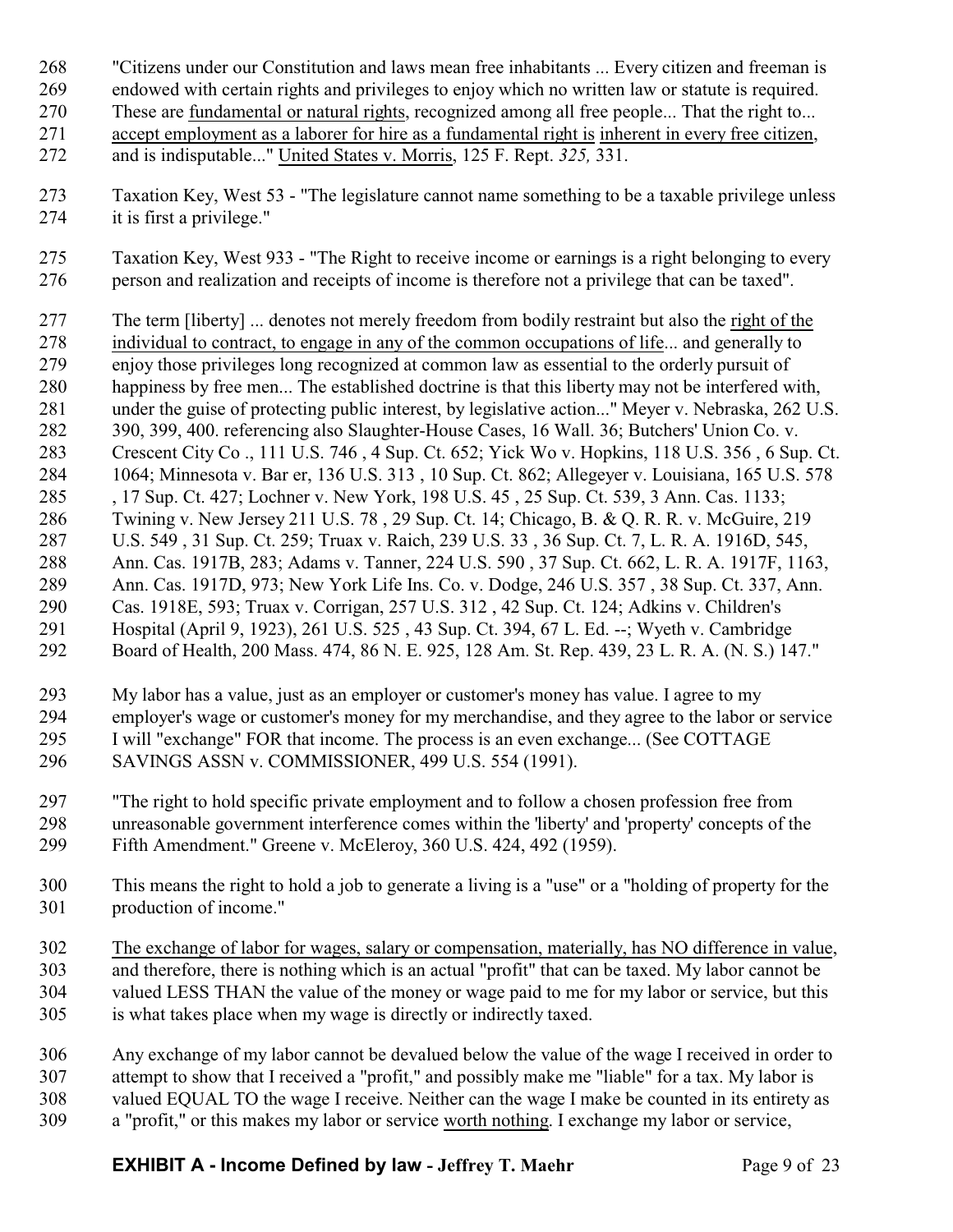"Citizens under our Constitution and laws mean free inhabitants ... Every citizen and freeman is endowed with certain rights and privileges to enjoy which no written law or statute is required. These are <u>fundamental or natural rights</u>, recognized among all free people... That the right to... <u>accept employment as a laborer for hire as a fundamental right is</u> <u>inherent in every free citizen</u>, and is indisputable..." <u>United States v. Morris</u>, 125 F. Rept. *325,* 331.

Taxation Key, West 53 - "The legislature cannot name something to be a taxable privilege unless it is first a privilege."

Taxation Key, West 933 - "The Right to receive income or earnings is a right belonging to every person and realization and receipts of income is therefore not a privilege that can be taxed".

The term [liberty] ... denotes not merely freedom from bodily restraint but also the <u>right of the individual to contract, to engage in any of the common occupations of life</u>... and generally to enjoy those privileges long recognized at common law as essential to the orderly pursuit of happiness by free men... The established doctrine is that this liberty may not be interfered with, under the guise of protecting public interest, by legislative action..." Meyer v. Nebraska, 262 U.S. 390, 399, 400. referencing also Slaughter-House Cases, 16 Wall. 36; Butchers' Union Co. v. Crescent City Co ., 111 U.S. 746 , 4 Sup. Ct. 652; Yick Wo v. Hopkins, 118 U.S. 356 , 6 Sup. Ct. 1064; Minnesota v. Bar er, 136 U.S. 313 , 10 Sup. Ct. 862; Allegeyer v. Louisiana, 165 U.S. 578 , 17 Sup. Ct. 427; Lochner v. New York, 198 U.S. 45 , 25 Sup. Ct. 539, 3 Ann. Cas. 1133; Twining v. New Jersey 211 U.S. 78 , 29 Sup. Ct. 14; Chicago, B. & Q. R. R. v. McGuire, 219 U.S. 549 , 31 Sup. Ct. 259; Truax v. Raich, 239 U.S. 33 , 36 Sup. Ct. 7, L. R. A. 1916D, 545, Ann. Cas. 1917B, 283; Adams v. Tanner, 224 U.S. 590 , 37 Sup. Ct. 662, L. R. A. 1917F, 1163, Ann. Cas. 1917D, 973; New York Life Ins. Co. v. Dodge, 246 U.S. 357 , 38 Sup. Ct. 337, Ann. Cas. 1918E, 593; Truax v. Corrigan, 257 U.S. 312 , 42 Sup. Ct. 124; Adkins v. Children's Hospital (April 9, 1923), 261 U.S. 525 , 43 Sup. Ct. 394, 67 L. Ed. --; Wyeth v. Cambridge Board of Health, 200 Mass. 474, 86 N. E. 925, 128 Am. St. Rep. 439, 23 L. R. A. (N. S.) 147."

My labor has a value, just as an employer or customer's money has value. I agree to my employer's wage or customer's money for my merchandise, and they agree to the labor or service I will "exchange" FOR that income. The process is an even exchange... (See COTTAGE SAVINGS ASSN v. COMMISSIONER, 499 U.S. 554 (1991).

"The right to hold specific private employment and to follow a chosen profession free from unreasonable government interference comes within the 'liberty' and 'property' concepts of the Fifth Amendment." Greene v. McEleroy, 360 U.S. 424, 492 (1959).

This means the right to hold a job to generate a living is a "use" or a "holding of property for the production of income."

<u>The exchange of labor for wages, salary or compensation, materially, has NO difference in value</u>, and therefore, there is nothing which is an actual "profit" that can be taxed. My labor cannot be valued LESS THAN the value of the money or wage paid to me for my labor or service, but this is what takes place when my wage is directly or indirectly taxed.

Any exchange of my labor cannot be devalued below the value of the wage I received in order to attempt to show that I received a "profit," and possibly make me "liable" for a tax. My labor is valued EQUAL TO the wage I receive. Neither can the wage I make be counted in its entirety as a "profit," or this makes my labor or service <u>worth nothing</u>. I exchange my labor or service,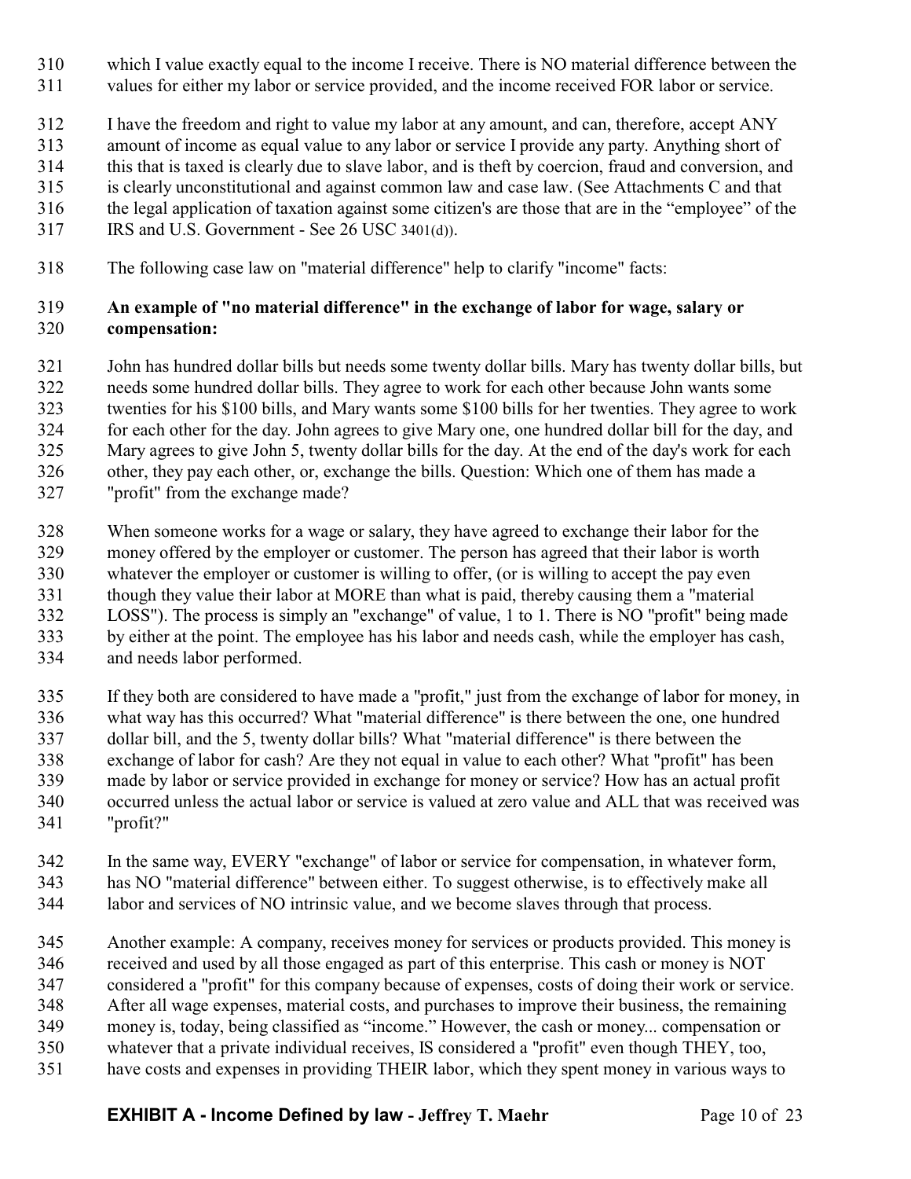which I value exactly equal to the income I receive. There is NO material difference between the values for either my labor or service provided, and the income received FOR labor or service.

I have the freedom and right to value my labor at any amount, and can, therefore, accept ANY amount of income as equal value to any labor or service I provide any party. Anything short of this that is taxed is clearly due to slave labor, and is theft by coercion, fraud and conversion, and is clearly unconstitutional and against common law and case law. (See Attachments C and that the legal application of taxation against some citizen's are those that are in the "employee" of the IRS and U.S. Government - See 26 USC 3401(d)).

The following case law on "material difference" help to clarify "income" facts:

**An example of "no material difference" in the exchange of labor for wage, salary or compensation:**

John has hundred dollar bills but needs some twenty dollar bills. Mary has twenty dollar bills, but needs some hundred dollar bills. They agree to work for each other because John wants some twenties for his $100 bills, and Mary wants some $100 bills for her twenties. They agree to work for each other for the day. John agrees to give Mary one, one hundred dollar bill for the day, and Mary agrees to give John 5, twenty dollar bills for the day. At the end of the day's work for each other, they pay each other, or, exchange the bills. Question: Which one of them has made a "profit" from the exchange made?

When someone works for a wage or salary, they have agreed to exchange their labor for the money offered by the employer or customer. The person has agreed that their labor is worth whatever the employer or customer is willing to offer, (or is willing to accept the pay even though they value their labor at MORE than what is paid, thereby causing them a "material LOSS"). The process is simply an "exchange" of value, 1 to 1. There is NO "profit" being made by either at the point. The employee has his labor and needs cash, while the employer has cash, and needs labor performed.

If they both are considered to have made a "profit," just from the exchange of labor for money, in what way has this occurred? What "material difference" is there between the one, one hundred dollar bill, and the 5, twenty dollar bills? What "material difference" is there between the exchange of labor for cash? Are they not equal in value to each other? What "profit" has been made by labor or service provided in exchange for money or service? How has an actual profit occurred unless the actual labor or service is valued at zero value and ALL that was received was "profit?"

In the same way, EVERY "exchange" of labor or service for compensation, in whatever form, has NO "material difference" between either. To suggest otherwise, is to effectively make all labor and services of NO intrinsic value, and we become slaves through that process.

Another example: A company, receives money for services or products provided. This money is received and used by all those engaged as part of this enterprise. This cash or money is NOT considered a "profit" for this company because of expenses, costs of doing their work or service. After all wage expenses, material costs, and purchases to improve their business, the remaining money is, today, being classified as "income." However, the cash or money... compensation or whatever that a private individual receives, IS considered a "profit" even though THEY, too, have costs and expenses in providing THEIR labor, which they spent money in various ways to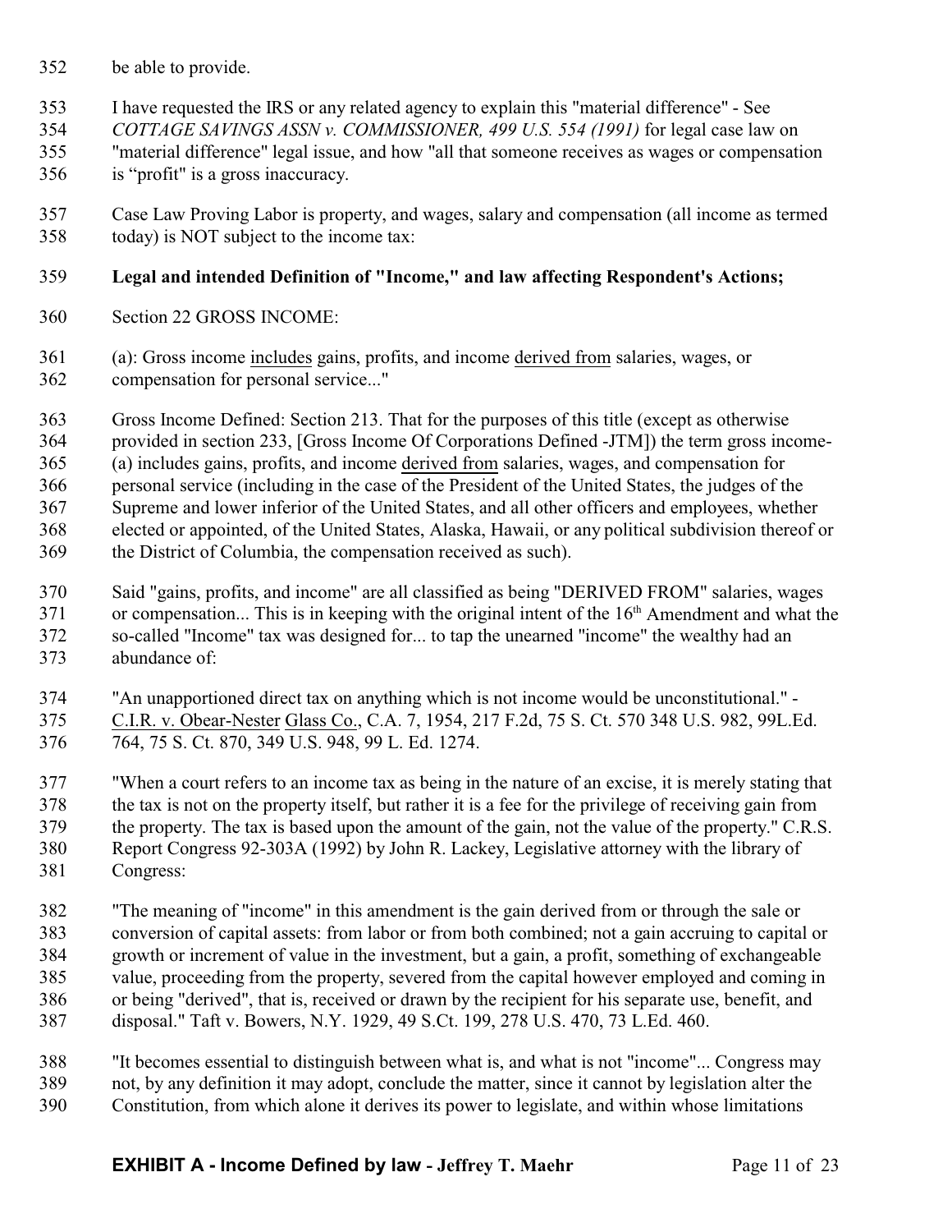be able to provide.

I have requested the IRS or any related agency to explain this "material difference" - See *COTTAGE SAVINGS ASSN v. COMMISSIONER, 499 U.S. 554 (1991)* for legal case law on "material difference" legal issue, and how "all that someone receives as wages or compensation is "profit" is a gross inaccuracy.

Case Law Proving Labor is property, and wages, salary and compensation (all income as termed today) is NOT subject to the income tax:

**Legal and intended Definition of "Income," and law affecting Respondent's Actions;**

Section 22 GROSS INCOME:

(a): Gross income <u>includes</u> gains, profits, and income <u>derived from</u> salaries, wages, or compensation for personal service..."

Gross Income Defined: Section 213. That for the purposes of this title (except as otherwise provided in section 233, [Gross Income Of Corporations Defined -JTM]) the term gross income- (a) includes gains, profits, and income <u>derived from</u> salaries, wages, and compensation for personal service (including in the case of the President of the United States, the judges of the Supreme and lower inferior of the United States, and all other officers and employees, whether elected or appointed, of the United States, Alaska, Hawaii, or any political subdivision thereof or the District of Columbia, the compensation received as such).

Said "gains, profits, and income" are all classified as being "DERIVED FROM" salaries, wages or compensation... This is in keeping with the original intent of the 16th Amendment and what the so-called "Income" tax was designed for... to tap the unearned "income" the wealthy had an abundance of:

"An unapportioned direct tax on anything which is not income would be unconstitutional." - <u>C.I.R. v. Obear-Nester</u> <u>Glass Co.</u>, C.A. 7, 1954, 217 F.2d, 75 S. Ct. 570 348 U.S. 982, 99L.Ed. 764, 75 S. Ct. 870, 349 U.S. 948, 99 L. Ed. 1274.

"When a court refers to an income tax as being in the nature of an excise, it is merely stating that the tax is not on the property itself, but rather it is a fee for the privilege of receiving gain from the property. The tax is based upon the amount of the gain, not the value of the property." C.R.S. Report Congress 92-303A (1992) by John R. Lackey, Legislative attorney with the library of Congress:

"The meaning of "income" in this amendment is the gain derived from or through the sale or conversion of capital assets: from labor or from both combined; not a gain accruing to capital or growth or increment of value in the investment, but a gain, a profit, something of exchangeable value, proceeding from the property, severed from the capital however employed and coming in or being "derived", that is, received or drawn by the recipient for his separate use, benefit, and disposal." Taft v. Bowers, N.Y. 1929, 49 S.Ct. 199, 278 U.S. 470, 73 L.Ed. 460.

"It becomes essential to distinguish between what is, and what is not "income"... Congress may not, by any definition it may adopt, conclude the matter, since it cannot by legislation alter the Constitution, from which alone it derives its power to legislate, and within whose limitations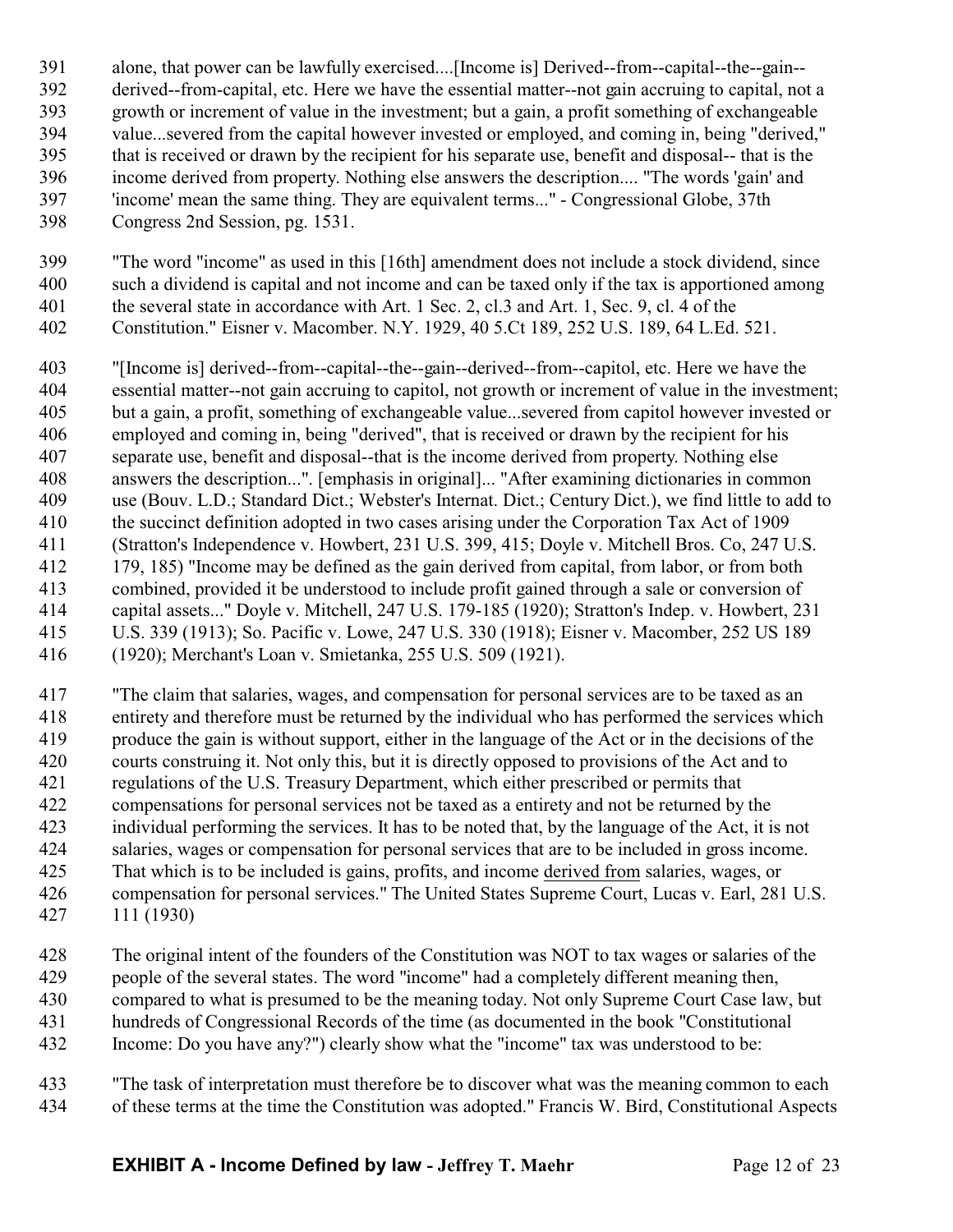alone, that power can be lawfully exercised....[Income is] Derived--from--capital--the--gain--derived--from-capital, etc. Here we have the essential matter--not gain accruing to capital, not a growth or increment of value in the investment; but a gain, a profit something of exchangeable value...severed from the capital however invested or employed, and coming in, being "derived," that is received or drawn by the recipient for his separate use, benefit and disposal-- that is the income derived from property. Nothing else answers the description.... "The words 'gain' and 'income' mean the same thing. They are equivalent terms..." - Congressional Globe, 37th Congress 2nd Session, pg. 1531.

"The word "income" as used in this [16th] amendment does not include a stock dividend, since such a dividend is capital and not income and can be taxed only if the tax is apportioned among the several state in accordance with Art. 1 Sec. 2, cl.3 and Art. 1, Sec. 9, cl. 4 of the Constitution." Eisner v. Macomber. N.Y. 1929, 40 5.Ct 189, 252 U.S. 189, 64 L.Ed. 521.

"[Income is] derived--from--capital--the--gain--derived--from--capitol, etc. Here we have the essential matter--not gain accruing to capitol, not growth or increment of value in the investment; but a gain, a profit, something of exchangeable value...severed from capitol however invested or employed and coming in, being "derived", that is received or drawn by the recipient for his separate use, benefit and disposal--that is the income derived from property. Nothing else answers the description...". [emphasis in original]... "After examining dictionaries in common use (Bouv. L.D.; Standard Dict.; Webster's Internat. Dict.; Century Dict.), we find little to add to the succinct definition adopted in two cases arising under the Corporation Tax Act of 1909 (Stratton's Independence v. Howbert, 231 U.S. 399, 415; Doyle v. Mitchell Bros. Co, 247 U.S. 179, 185) "Income may be defined as the gain derived from capital, from labor, or from both combined, provided it be understood to include profit gained through a sale or conversion of capital assets..." Doyle v. Mitchell, 247 U.S. 179-185 (1920); Stratton's Indep. v. Howbert, 231 U.S. 339 (1913); So. Pacific v. Lowe, 247 U.S. 330 (1918); Eisner v. Macomber, 252 US 189 (1920); Merchant's Loan v. Smietanka, 255 U.S. 509 (1921).

"The claim that salaries, wages, and compensation for personal services are to be taxed as an entirety and therefore must be returned by the individual who has performed the services which produce the gain is without support, either in the language of the Act or in the decisions of the courts construing it. Not only this, but it is directly opposed to provisions of the Act and to regulations of the U.S. Treasury Department, which either prescribed or permits that compensations for personal services not be taxed as a entirety and not be returned by the individual performing the services. It has to be noted that, by the language of the Act, it is not salaries, wages or compensation for personal services that are to be included in gross income. That which is to be included is gains, profits, and income <u>derived from</u> salaries, wages, or compensation for personal services." The United States Supreme Court, Lucas v. Earl, 281 U.S. 111 (1930)

The original intent of the founders of the Constitution was NOT to tax wages or salaries of the people of the several states. The word "income" had a completely different meaning then, compared to what is presumed to be the meaning today. Not only Supreme Court Case law, but hundreds of Congressional Records of the time (as documented in the book "Constitutional Income: Do you have any?") clearly show what the "income" tax was understood to be:

"The task of interpretation must therefore be to discover what was the meaning common to each of these terms at the time the Constitution was adopted." Francis W. Bird, Constitutional Aspects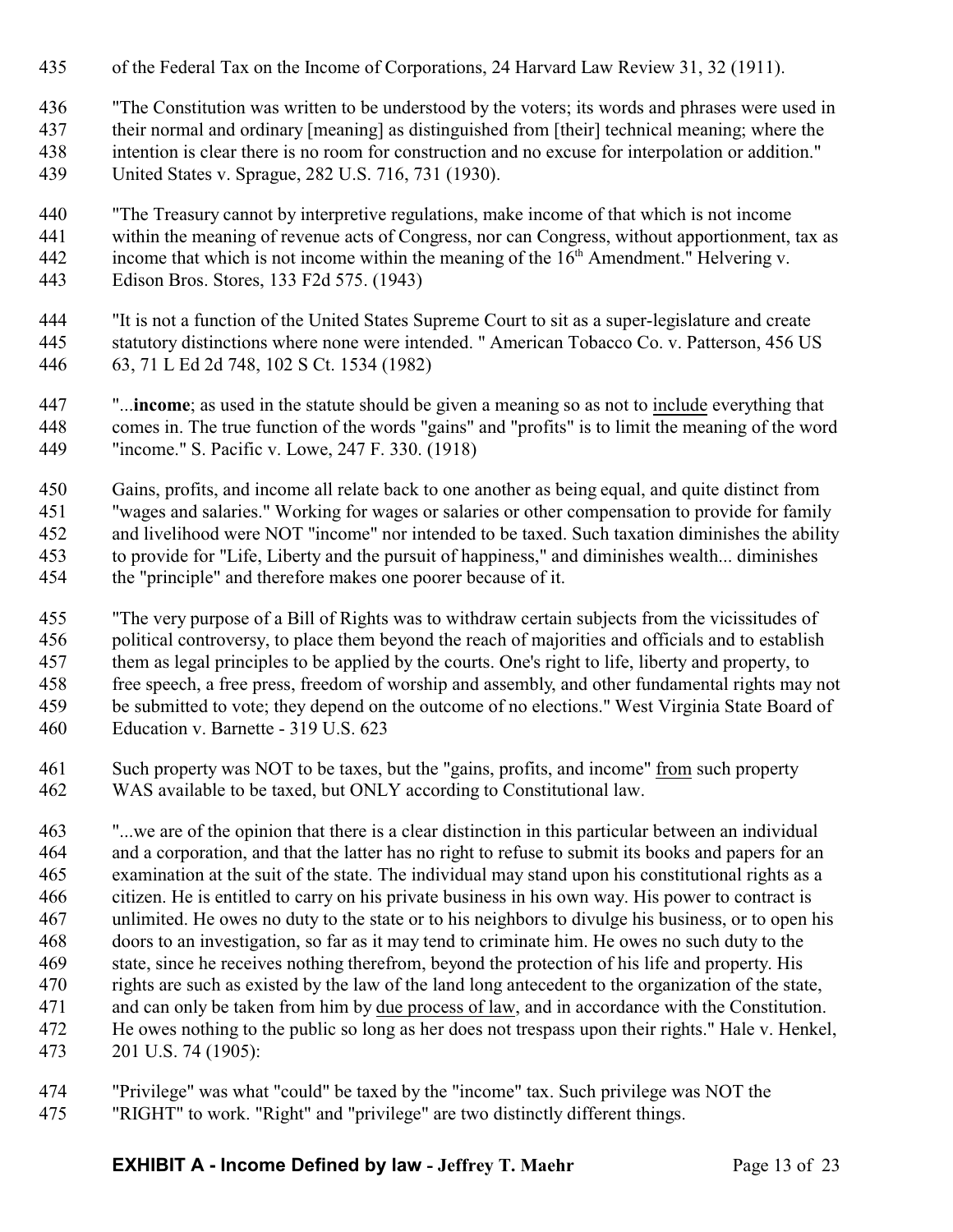of the Federal Tax on the Income of Corporations, 24 Harvard Law Review 31, 32 (1911).

"The Constitution was written to be understood by the voters; its words and phrases were used in their normal and ordinary [meaning] as distinguished from [their] technical meaning; where the intention is clear there is no room for construction and no excuse for interpolation or addition." United States v. Sprague, 282 U.S. 716, 731 (1930).

"The Treasury cannot by interpretive regulations, make income of that which is not income within the meaning of revenue acts of Congress, nor can Congress, without apportionment, tax as income that which is not income within the meaning of the 16th Amendment." Helvering v. Edison Bros. Stores, 133 F2d 575. (1943)

"It is not a function of the United States Supreme Court to sit as a super-legislature and create statutory distinctions where none were intended. " American Tobacco Co. v. Patterson, 456 US 63, 71 L Ed 2d 748, 102 S Ct. 1534 (1982)

"...**income**; as used in the statute should be given a meaning so as not to <u>include</u> everything that comes in. The true function of the words "gains" and "profits" is to limit the meaning of the word "income." S. Pacific v. Lowe, 247 F. 330. (1918)

Gains, profits, and income all relate back to one another as being equal, and quite distinct from "wages and salaries." Working for wages or salaries or other compensation to provide for family and livelihood were NOT "income" nor intended to be taxed. Such taxation diminishes the ability to provide for "Life, Liberty and the pursuit of happiness," and diminishes wealth... diminishes the "principle" and therefore makes one poorer because of it.

"The very purpose of a Bill of Rights was to withdraw certain subjects from the vicissitudes of political controversy, to place them beyond the reach of majorities and officials and to establish them as legal principles to be applied by the courts. One's right to life, liberty and property, to free speech, a free press, freedom of worship and assembly, and other fundamental rights may not be submitted to vote; they depend on the outcome of no elections." West Virginia State Board of Education v. Barnette - 319 U.S. 623

Such property was NOT to be taxes, but the "gains, profits, and income" <u>from</u> such property WAS available to be taxed, but ONLY according to Constitutional law.

"...we are of the opinion that there is a clear distinction in this particular between an individual and a corporation, and that the latter has no right to refuse to submit its books and papers for an examination at the suit of the state. The individual may stand upon his constitutional rights as a citizen. He is entitled to carry on his private business in his own way. His power to contract is unlimited. He owes no duty to the state or to his neighbors to divulge his business, or to open his doors to an investigation, so far as it may tend to criminate him. He owes no such duty to the state, since he receives nothing therefrom, beyond the protection of his life and property. His rights are such as existed by the law of the land long antecedent to the organization of the state, and can only be taken from him by <u>due process of law</u>, and in accordance with the Constitution. He owes nothing to the public so long as her does not trespass upon their rights." Hale v. Henkel, 201 U.S. 74 (1905):

"Privilege" was what "could" be taxed by the "income" tax. Such privilege was NOT the "RIGHT" to work. "Right" and "privilege" are two distinctly different things.

**EXHIBIT A - Income Defined by law - Jeffrey T. Maehr**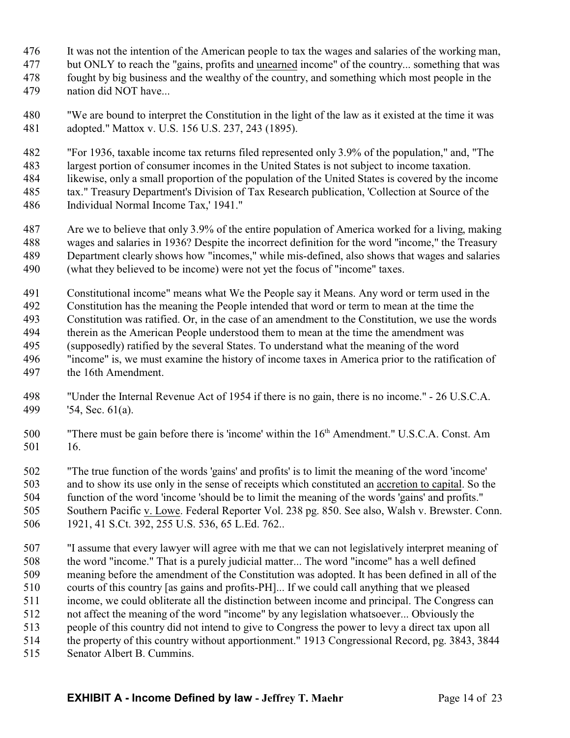It was not the intention of the American people to tax the wages and salaries of the working man, but ONLY to reach the "gains, profits and unearned income" of the country... something that was fought by big business and the wealthy of the country, and something which most people in the nation did NOT have...

"We are bound to interpret the Constitution in the light of the law as it existed at the time it was adopted." Mattox v. U.S. 156 U.S. 237, 243 (1895).

"For 1936, taxable income tax returns filed represented only 3.9% of the population," and, "The largest portion of consumer incomes in the United States is not subject to income taxation. likewise, only a small proportion of the population of the United States is covered by the income tax." Treasury Department's Division of Tax Research publication, 'Collection at Source of the Individual Normal Income Tax,' 1941."

Are we to believe that only 3.9% of the entire population of America worked for a living, making wages and salaries in 1936? Despite the incorrect definition for the word "income," the Treasury Department clearly shows how "incomes," while mis-defined, also shows that wages and salaries (what they believed to be income) were not yet the focus of "income" taxes.

Constitutional income" means what We the People say it Means. Any word or term used in the Constitution has the meaning the People intended that word or term to mean at the time the Constitution was ratified. Or, in the case of an amendment to the Constitution, we use the words therein as the American People understood them to mean at the time the amendment was (supposedly) ratified by the several States. To understand what the meaning of the word "income" is, we must examine the history of income taxes in America prior to the ratification of the 16th Amendment.

"Under the Internal Revenue Act of 1954 if there is no gain, there is no income." - 26 U.S.C.A. '54, Sec. 61(a).

"There must be gain before there is 'income' within the 16th Amendment." U.S.C.A. Const. Am 16.

"The true function of the words 'gains' and profits' is to limit the meaning of the word 'income' and to show its use only in the sense of receipts which constituted an accretion to capital. So the function of the word 'income 'should be to limit the meaning of the words 'gains' and profits." Southern Pacific v. Lowe. Federal Reporter Vol. 238 pg. 850. See also, Walsh v. Brewster. Conn. 1921, 41 S.Ct. 392, 255 U.S. 536, 65 L.Ed. 762..

"I assume that every lawyer will agree with me that we can not legislatively interpret meaning of the word "income." That is a purely judicial matter... The word "income" has a well defined meaning before the amendment of the Constitution was adopted. It has been defined in all of the courts of this country [as gains and profits-PH]... If we could call anything that we pleased income, we could obliterate all the distinction between income and principal. The Congress can not affect the meaning of the word "income" by any legislation whatsoever... Obviously the people of this country did not intend to give to Congress the power to levy a direct tax upon all the property of this country without apportionment." 1913 Congressional Record, pg. 3843, 3844 Senator Albert B. Cummins.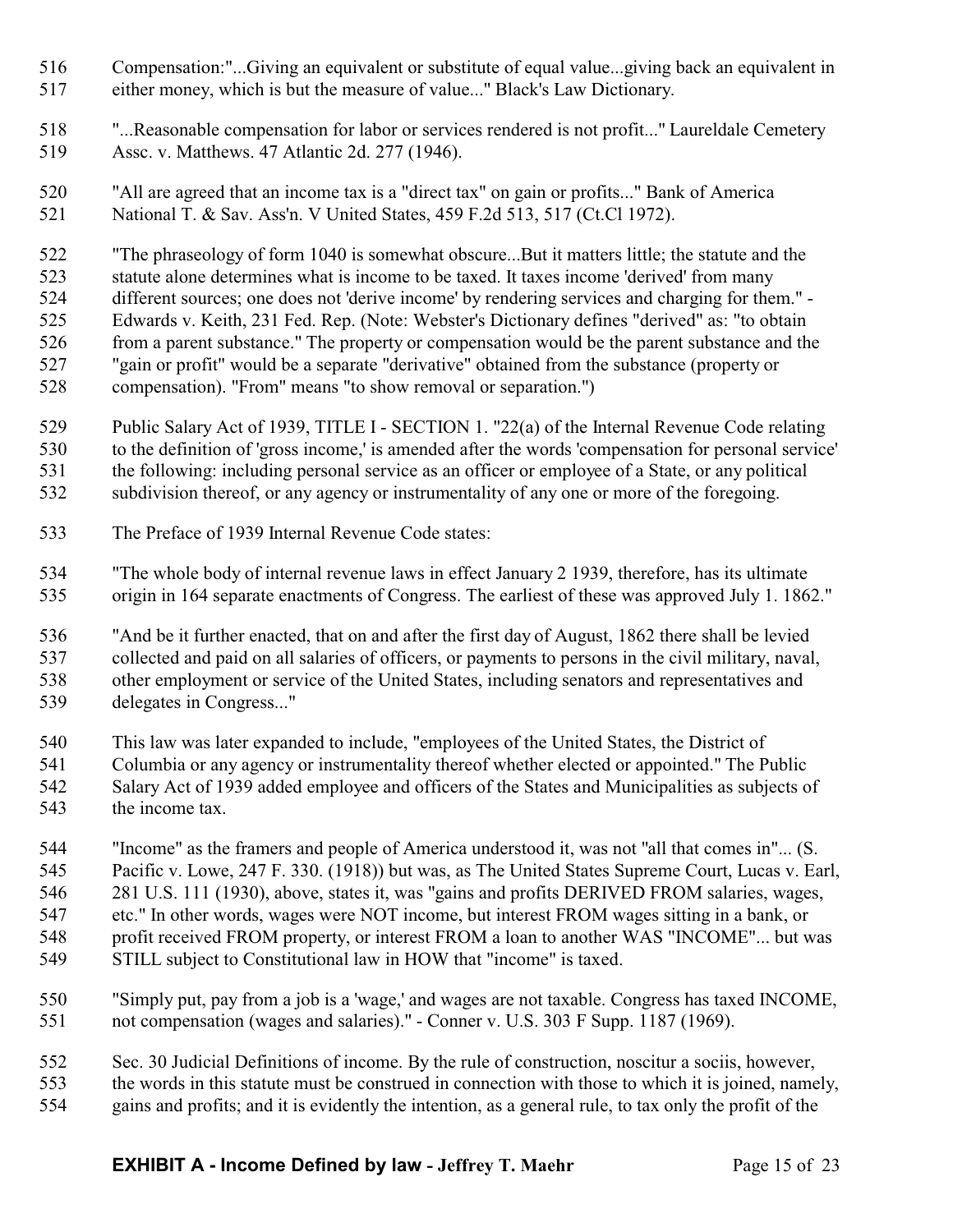Compensation:"...Giving an equivalent or substitute of equal value...giving back an equivalent in either money, which is but the measure of value..." Black's Law Dictionary.

"...Reasonable compensation for labor or services rendered is not profit..." Laureldale Cemetery Assc. v. Matthews. 47 Atlantic 2d. 277 (1946).

"All are agreed that an income tax is a "direct tax" on gain or profits..." Bank of America National T. & Sav. Ass'n. V United States, 459 F.2d 513, 517 (Ct.Cl 1972).

"The phraseology of form 1040 is somewhat obscure...But it matters little; the statute and the statute alone determines what is income to be taxed. It taxes income 'derived' from many different sources; one does not 'derive income' by rendering services and charging for them." - Edwards v. Keith, 231 Fed. Rep. (Note: Webster's Dictionary defines "derived" as: "to obtain from a parent substance." The property or compensation would be the parent substance and the "gain or profit" would be a separate "derivative" obtained from the substance (property or compensation). "From" means "to show removal or separation.")

Public Salary Act of 1939, TITLE I - SECTION 1. "22(a) of the Internal Revenue Code relating to the definition of 'gross income,' is amended after the words 'compensation for personal service' the following: including personal service as an officer or employee of a State, or any political subdivision thereof, or any agency or instrumentality of any one or more of the foregoing.

The Preface of 1939 Internal Revenue Code states:

"The whole body of internal revenue laws in effect January 2 1939, therefore, has its ultimate origin in 164 separate enactments of Congress. The earliest of these was approved July 1. 1862."

"And be it further enacted, that on and after the first day of August, 1862 there shall be levied collected and paid on all salaries of officers, or payments to persons in the civil military, naval, other employment or service of the United States, including senators and representatives and delegates in Congress..."

This law was later expanded to include, "employees of the United States, the District of Columbia or any agency or instrumentality thereof whether elected or appointed." The Public Salary Act of 1939 added employee and officers of the States and Municipalities as subjects of the income tax.

"Income" as the framers and people of America understood it, was not "all that comes in"... (S. Pacific v. Lowe, 247 F. 330. (1918)) but was, as The United States Supreme Court, Lucas v. Earl, 281 U.S. 111 (1930), above, states it, was "gains and profits DERIVED FROM salaries, wages, etc." In other words, wages were NOT income, but interest FROM wages sitting in a bank, or profit received FROM property, or interest FROM a loan to another WAS "INCOME"... but was STILL subject to Constitutional law in HOW that "income" is taxed.

"Simply put, pay from a job is a 'wage,' and wages are not taxable. Congress has taxed INCOME, not compensation (wages and salaries)." - Conner v. U.S. 303 F Supp. 1187 (1969).

Sec. 30 Judicial Definitions of income. By the rule of construction, noscitur a sociis, however, the words in this statute must be construed in connection with those to which it is joined, namely, gains and profits; and it is evidently the intention, as a general rule, to tax only the profit of the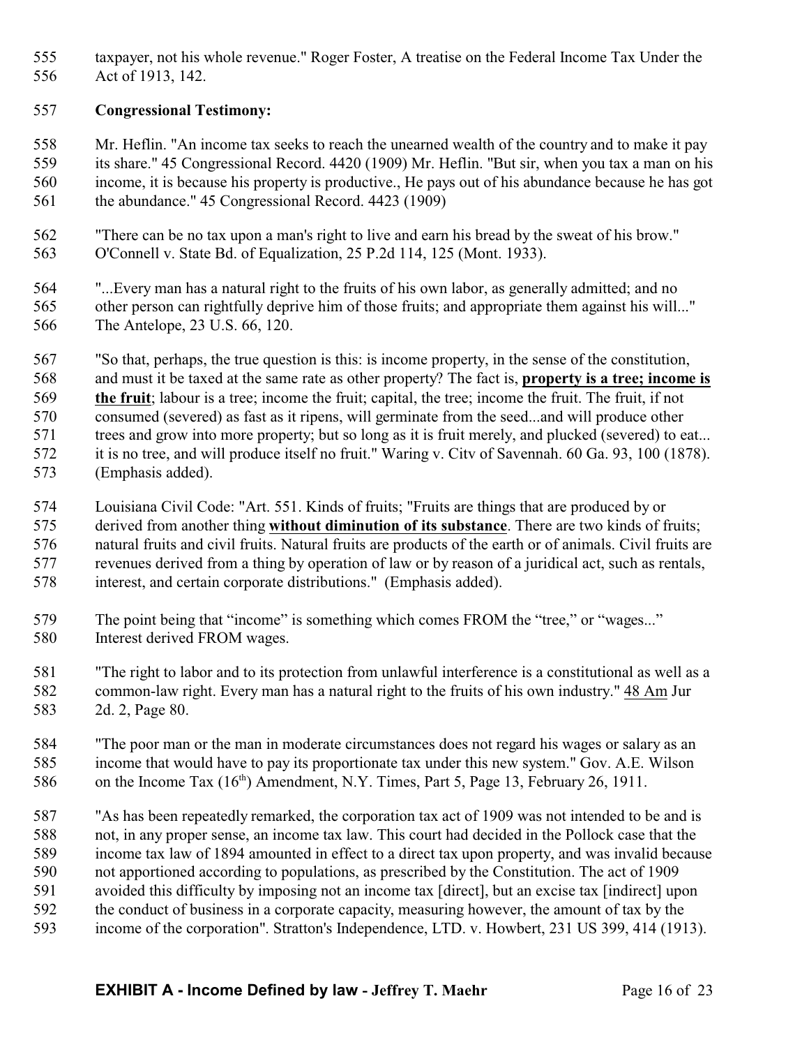taxpayer, not his whole revenue." Roger Foster, A treatise on the Federal Income Tax Under the Act of 1913, 142.

**Congressional Testimony:**

Mr. Heflin. "An income tax seeks to reach the unearned wealth of the country and to make it pay its share." 45 Congressional Record. 4420 (1909) Mr. Heflin. "But sir, when you tax a man on his income, it is because his property is productive., He pays out of his abundance because he has got the abundance." 45 Congressional Record. 4423 (1909)

"There can be no tax upon a man's right to live and earn his bread by the sweat of his brow." O'Connell v. State Bd. of Equalization, 25 P.2d 114, 125 (Mont. 1933).

"...Every man has a natural right to the fruits of his own labor, as generally admitted; and no other person can rightfully deprive him of those fruits; and appropriate them against his will..." The Antelope, 23 U.S. 66, 120.

"So that, perhaps, the true question is this: is income property, in the sense of the constitution, and must it be taxed at the same rate as other property? The fact is, **property is a tree; income is the fruit**; labour is a tree; income the fruit; capital, the tree; income the fruit. The fruit, if not consumed (severed) as fast as it ripens, will germinate from the seed...and will produce other trees and grow into more property; but so long as it is fruit merely, and plucked (severed) to eat... it is no tree, and will produce itself no fruit." Waring v. Citv of Savennah. 60 Ga. 93, 100 (1878). (Emphasis added).

Louisiana Civil Code: "Art. 551. Kinds of fruits; "Fruits are things that are produced by or derived from another thing **without diminution of its substance**. There are two kinds of fruits; natural fruits and civil fruits. Natural fruits are products of the earth or of animals. Civil fruits are revenues derived from a thing by operation of law or by reason of a juridical act, such as rentals, interest, and certain corporate distributions." (Emphasis added).

The point being that "income" is something which comes FROM the "tree," or "wages..." Interest derived FROM wages.

"The right to labor and to its protection from unlawful interference is a constitutional as well as a common-law right. Every man has a natural right to the fruits of his own industry." 48 Am Jur 2d. 2, Page 80.

"The poor man or the man in moderate circumstances does not regard his wages or salary as an income that would have to pay its proportionate tax under this new system." Gov. A.E. Wilson on the Income Tax (16th) Amendment, N.Y. Times, Part 5, Page 13, February 26, 1911.

"As has been repeatedly remarked, the corporation tax act of 1909 was not intended to be and is not, in any proper sense, an income tax law. This court had decided in the Pollock case that the income tax law of 1894 amounted in effect to a direct tax upon property, and was invalid because not apportioned according to populations, as prescribed by the Constitution. The act of 1909 avoided this difficulty by imposing not an income tax [direct], but an excise tax [indirect] upon the conduct of business in a corporate capacity, measuring however, the amount of tax by the income of the corporation". Stratton's Independence, LTD. v. Howbert, 231 US 399, 414 (1913).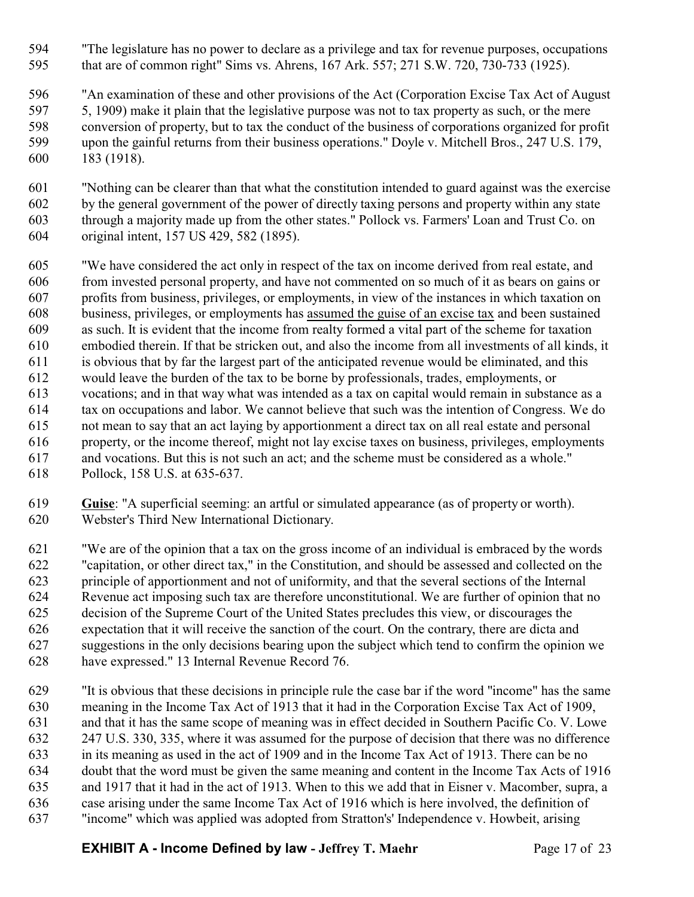"The legislature has no power to declare as a privilege and tax for revenue purposes, occupations that are of common right" Sims vs. Ahrens, 167 Ark. 557; 271 S.W. 720, 730-733 (1925).

"An examination of these and other provisions of the Act (Corporation Excise Tax Act of August 5, 1909) make it plain that the legislative purpose was not to tax property as such, or the mere conversion of property, but to tax the conduct of the business of corporations organized for profit upon the gainful returns from their business operations." Doyle v. Mitchell Bros., 247 U.S. 179, 183 (1918).

"Nothing can be clearer than that what the constitution intended to guard against was the exercise by the general government of the power of directly taxing persons and property within any state through a majority made up from the other states." Pollock vs. Farmers' Loan and Trust Co. on original intent, 157 US 429, 582 (1895).

"We have considered the act only in respect of the tax on income derived from real estate, and from invested personal property, and have not commented on so much of it as bears on gains or profits from business, privileges, or employments, in view of the instances in which taxation on business, privileges, or employments has assumed the guise of an excise tax and been sustained as such. It is evident that the income from realty formed a vital part of the scheme for taxation embodied therein. If that be stricken out, and also the income from all investments of all kinds, it is obvious that by far the largest part of the anticipated revenue would be eliminated, and this would leave the burden of the tax to be borne by professionals, trades, employments, or vocations; and in that way what was intended as a tax on capital would remain in substance as a tax on occupations and labor. We cannot believe that such was the intention of Congress. We do not mean to say that an act laying by apportionment a direct tax on all real estate and personal property, or the income thereof, might not lay excise taxes on business, privileges, employments and vocations. But this is not such an act; and the scheme must be considered as a whole." Pollock, 158 U.S. at 635-637.

**Guise**: "A superficial seeming: an artful or simulated appearance (as of property or worth). Webster's Third New International Dictionary.

"We are of the opinion that a tax on the gross income of an individual is embraced by the words "capitation, or other direct tax," in the Constitution, and should be assessed and collected on the principle of apportionment and not of uniformity, and that the several sections of the Internal Revenue act imposing such tax are therefore unconstitutional. We are further of opinion that no decision of the Supreme Court of the United States precludes this view, or discourages the expectation that it will receive the sanction of the court. On the contrary, there are dicta and suggestions in the only decisions bearing upon the subject which tend to confirm the opinion we have expressed." 13 Internal Revenue Record 76.

"It is obvious that these decisions in principle rule the case bar if the word "income" has the same meaning in the Income Tax Act of 1913 that it had in the Corporation Excise Tax Act of 1909, and that it has the same scope of meaning was in effect decided in Southern Pacific Co. V. Lowe 247 U.S. 330, 335, where it was assumed for the purpose of decision that there was no difference in its meaning as used in the act of 1909 and in the Income Tax Act of 1913. There can be no doubt that the word must be given the same meaning and content in the Income Tax Acts of 1916 and 1917 that it had in the act of 1913. When to this we add that in Eisner v. Macomber, supra, a case arising under the same Income Tax Act of 1916 which is here involved, the definition of "income" which was applied was adopted from Stratton's' Independence v. Howbeit, arising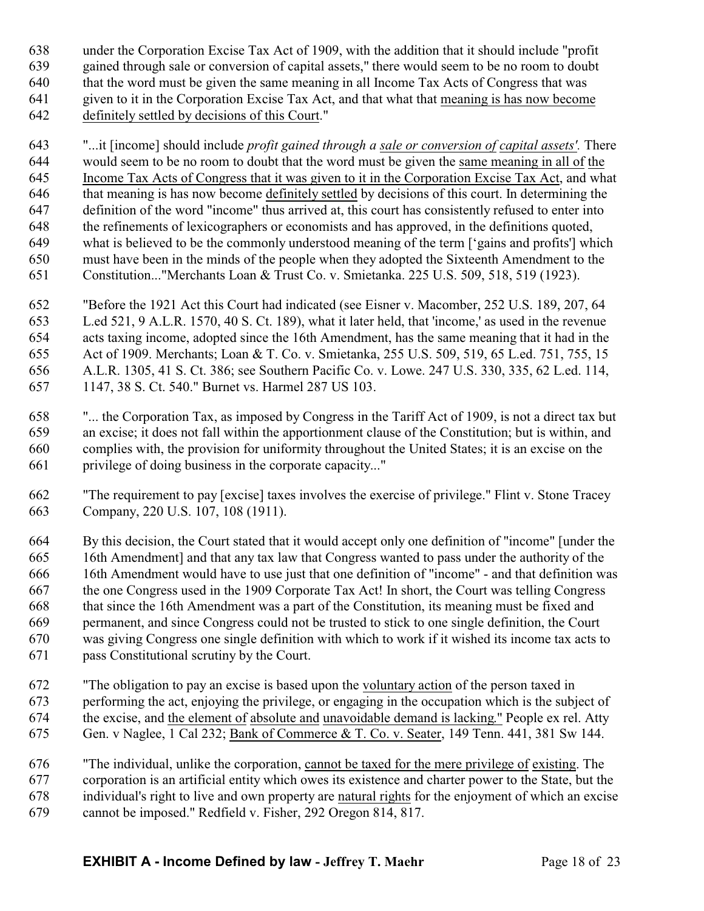under the Corporation Excise Tax Act of 1909, with the addition that it should include "profit gained through sale or conversion of capital assets," there would seem to be no room to doubt that the word must be given the same meaning in all Income Tax Acts of Congress that was given to it in the Corporation Excise Tax Act, and that what that meaning is has now become definitely settled by decisions of this Court."

"...it [income] should include *profit gained through a sale or conversion of capital assets'.* There would seem to be no room to doubt that the word must be given the same meaning in all of the Income Tax Acts of Congress that it was given to it in the Corporation Excise Tax Act, and what that meaning is has now become definitely settled by decisions of this court. In determining the definition of the word "income" thus arrived at, this court has consistently refused to enter into the refinements of lexicographers or economists and has approved, in the definitions quoted, what is believed to be the commonly understood meaning of the term ['gains and profits'] which must have been in the minds of the people when they adopted the Sixteenth Amendment to the Constitution..."Merchants Loan & Trust Co. v. Smietanka. 225 U.S. 509, 518, 519 (1923).

"Before the 1921 Act this Court had indicated (see Eisner v. Macomber, 252 U.S. 189, 207, 64 L.ed 521, 9 A.L.R. 1570, 40 S. Ct. 189), what it later held, that 'income,' as used in the revenue acts taxing income, adopted since the 16th Amendment, has the same meaning that it had in the Act of 1909. Merchants; Loan & T. Co. v. Smietanka, 255 U.S. 509, 519, 65 L.ed. 751, 755, 15 A.L.R. 1305, 41 S. Ct. 386; see Southern Pacific Co. v. Lowe. 247 U.S. 330, 335, 62 L.ed. 114, 1147, 38 S. Ct. 540." Burnet vs. Harmel 287 US 103.

"... the Corporation Tax, as imposed by Congress in the Tariff Act of 1909, is not a direct tax but an excise; it does not fall within the apportionment clause of the Constitution; but is within, and complies with, the provision for uniformity throughout the United States; it is an excise on the privilege of doing business in the corporate capacity..."

"The requirement to pay [excise] taxes involves the exercise of privilege." Flint v. Stone Tracey Company, 220 U.S. 107, 108 (1911).

By this decision, the Court stated that it would accept only one definition of "income" [under the 16th Amendment] and that any tax law that Congress wanted to pass under the authority of the 16th Amendment would have to use just that one definition of "income" - and that definition was the one Congress used in the 1909 Corporate Tax Act! In short, the Court was telling Congress that since the 16th Amendment was a part of the Constitution, its meaning must be fixed and permanent, and since Congress could not be trusted to stick to one single definition, the Court was giving Congress one single definition with which to work if it wished its income tax acts to pass Constitutional scrutiny by the Court.

"The obligation to pay an excise is based upon the voluntary action of the person taxed in performing the act, enjoying the privilege, or engaging in the occupation which is the subject of the excise, and the element of absolute and unavoidable demand is lacking." People ex rel. Atty Gen. v Naglee, 1 Cal 232; Bank of Commerce & T. Co. v. Seater, 149 Tenn. 441, 381 Sw 144.

"The individual, unlike the corporation, cannot be taxed for the mere privilege of existing. The corporation is an artificial entity which owes its existence and charter power to the State, but the individual's right to live and own property are natural rights for the enjoyment of which an excise cannot be imposed." Redfield v. Fisher, 292 Oregon 814, 817.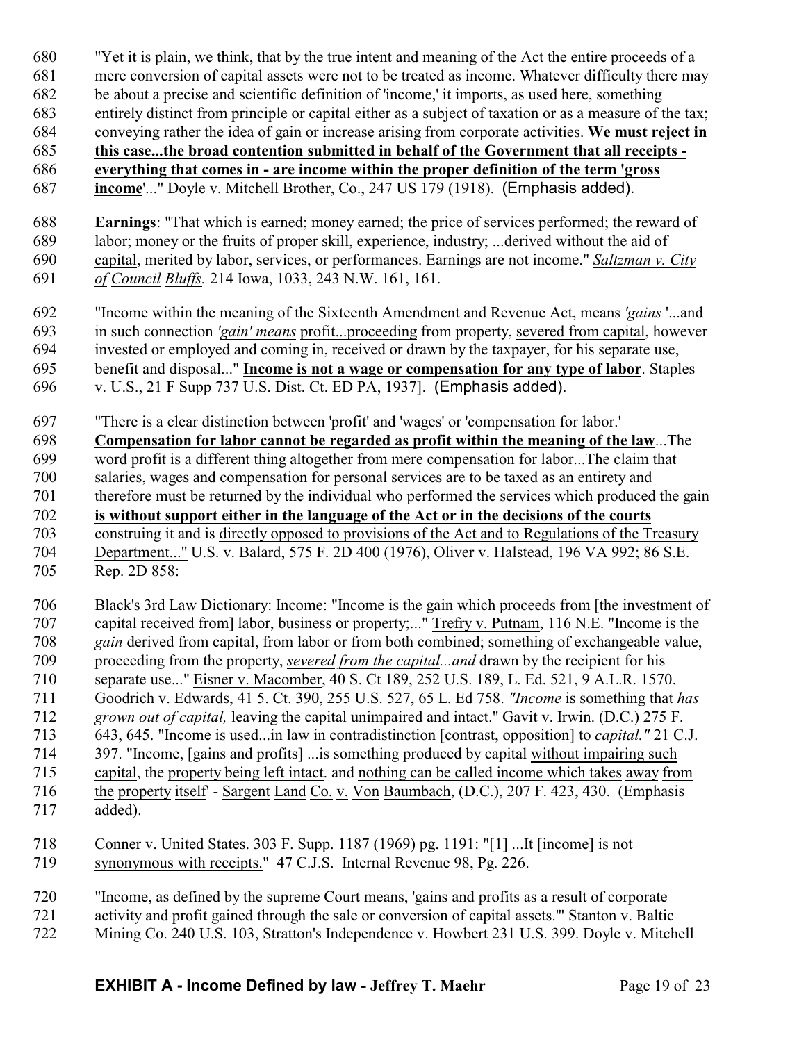"Yet it is plain, we think, that by the true intent and meaning of the Act the entire proceeds of a mere conversion of capital assets were not to be treated as income. Whatever difficulty there may be about a precise and scientific definition of 'income,' it imports, as used here, something entirely distinct from principle or capital either as a subject of taxation or as a measure of the tax; conveying rather the idea of gain or increase arising from corporate activities. **We must reject in this case...the broad contention submitted in behalf of the Government that all receipts - everything that comes in - are income within the proper definition of the term 'gross income'**..." Doyle v. Mitchell Brother, Co., 247 US 179 (1918). (Emphasis added).

**Earnings**: "That which is earned; money earned; the price of services performed; the reward of labor; money or the fruits of proper skill, experience, industry; ...derived without the aid of capital, merited by labor, services, or performances. Earnings are not income." *Saltzman v. City of Council Bluffs.* 214 Iowa, 1033, 243 N.W. 161, 161.

"Income within the meaning of the Sixteenth Amendment and Revenue Act, means *'gains* '...and in such connection *'gain' means* profit...proceeding from property, severed from capital, however invested or employed and coming in, received or drawn by the taxpayer, for his separate use, benefit and disposal..." **Income is not a wage or compensation for any type of labor**. Staples v. U.S., 21 F Supp 737 U.S. Dist. Ct. ED PA, 1937]. (Emphasis added).

"There is a clear distinction between 'profit' and 'wages' or 'compensation for labor.' **Compensation for labor cannot be regarded as profit within the meaning of the law**...The word profit is a different thing altogether from mere compensation for labor...The claim that salaries, wages and compensation for personal services are to be taxed as an entirety and therefore must be returned by the individual who performed the services which produced the gain **is without support either in the language of the Act or in the decisions of the courts** construing it and is directly opposed to provisions of the Act and to Regulations of the Treasury Department..." U.S. v. Balard, 575 F. 2D 400 (1976), Oliver v. Halstead, 196 VA 992; 86 S.E. Rep. 2D 858:

Black's 3rd Law Dictionary: Income: "Income is the gain which proceeds from [the investment of capital received from] labor, business or property;..." Trefry v. Putnam, 116 N.E. "Income is the *gain* derived from capital, from labor or from both combined; something of exchangeable value, proceeding from the property, *severed from the capital...and* drawn by the recipient for his separate use..." Eisner v. Macomber, 40 S. Ct 189, 252 U.S. 189, L. Ed. 521, 9 A.L.R. 1570. Goodrich v. Edwards, 41 5. Ct. 390, 255 U.S. 527, 65 L. Ed 758. *"Income* is something that *has grown out of capital,* leaving the capital unimpaired and intact." Gavit v. Irwin. (D.C.) 275 F. 643, 645. "Income is used...in law in contradistinction [contrast, opposition] to *capital."* 21 C.J. 397. "Income, [gains and profits] ...is something produced by capital without impairing such capital, the property being left intact. and nothing can be called income which takes away from the property itself' - Sargent Land Co. v. Von Baumbach, (D.C.), 207 F. 423, 430. (Emphasis added).

Conner v. United States. 303 F. Supp. 1187 (1969) pg. 1191: "[1] ...It [income] is not synonymous with receipts." 47 C.J.S. Internal Revenue 98, Pg. 226.

"Income, as defined by the supreme Court means, 'gains and profits as a result of corporate activity and profit gained through the sale or conversion of capital assets.'" Stanton v. Baltic Mining Co. 240 U.S. 103, Stratton's Independence v. Howbert 231 U.S. 399. Doyle v. Mitchell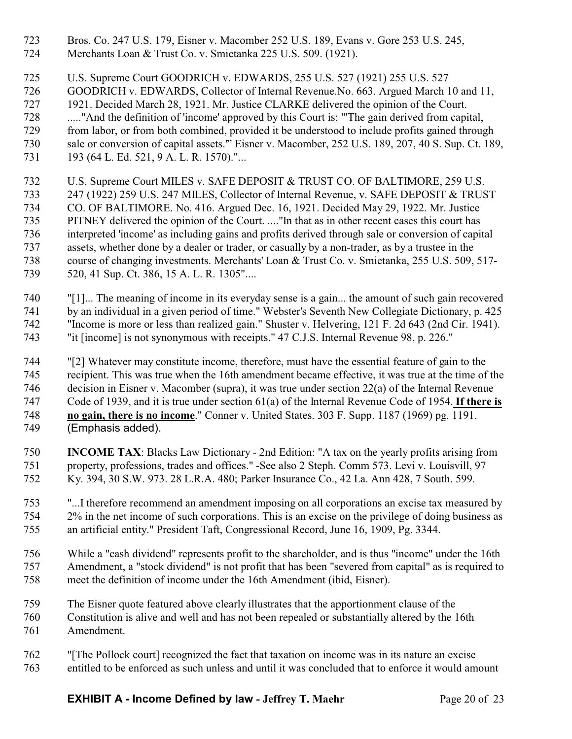Bros. Co. 247 U.S. 179, Eisner v. Macomber 252 U.S. 189, Evans v. Gore 253 U.S. 245, Merchants Loan & Trust Co. v. Smietanka 225 U.S. 509. (1921).

U.S. Supreme Court GOODRICH v. EDWARDS, 255 U.S. 527 (1921) 255 U.S. 527 GOODRICH v. EDWARDS, Collector of Internal Revenue.No. 663. Argued March 10 and 11, 1921. Decided March 28, 1921. Mr. Justice CLARKE delivered the opinion of the Court. ....."And the definition of 'income' approved by this Court is: "'The gain derived from capital, from labor, or from both combined, provided it be understood to include profits gained through sale or conversion of capital assets."' Eisner v. Macomber, 252 U.S. 189, 207, 40 S. Sup. Ct. 189, 193 (64 L. Ed. 521, 9 A. L. R. 1570)."...

U.S. Supreme Court MILES v. SAFE DEPOSIT & TRUST CO. OF BALTIMORE, 259 U.S. 247 (1922) 259 U.S. 247 MILES, Collector of Internal Revenue, v. SAFE DEPOSIT & TRUST CO. OF BALTIMORE. No. 416. Argued Dec. 16, 1921. Decided May 29, 1922. Mr. Justice PITNEY delivered the opinion of the Court. ...."In that as in other recent cases this court has interpreted 'income' as including gains and profits derived through sale or conversion of capital assets, whether done by a dealer or trader, or casually by a non-trader, as by a trustee in the course of changing investments. Merchants' Loan & Trust Co. v. Smietanka, 255 U.S. 509, 517-520, 41 Sup. Ct. 386, 15 A. L. R. 1305"....

"[1]... The meaning of income in its everyday sense is a gain... the amount of such gain recovered by an individual in a given period of time." Webster's Seventh New Collegiate Dictionary, p. 425 "Income is more or less than realized gain." Shuster v. Helvering, 121 F. 2d 643 (2nd Cir. 1941). "it [income] is not synonymous with receipts." 47 C.J.S. Internal Revenue 98, p. 226."

"[2] Whatever may constitute income, therefore, must have the essential feature of gain to the recipient. This was true when the 16th amendment became effective, it was true at the time of the decision in Eisner v. Macomber (supra), it was true under section 22(a) of the Internal Revenue Code of 1939, and it is true under section 61(a) of the Internal Revenue Code of 1954. **<u>If there is no gain, there is no income</u>**." Conner v. United States. 303 F. Supp. 1187 (1969) pg. 1191. (Emphasis added).

**INCOME TAX**: Blacks Law Dictionary - 2nd Edition: "A tax on the yearly profits arising from property, professions, trades and offices." -See also 2 Steph. Comm 573. Levi v. Louisvill, 97 Ky. 394, 30 S.W. 973. 28 L.R.A. 480; Parker Insurance Co., 42 La. Ann 428, 7 South. 599.

"...I therefore recommend an amendment imposing on all corporations an excise tax measured by 2% in the net income of such corporations. This is an excise on the privilege of doing business as an artificial entity." President Taft, Congressional Record, June 16, 1909, Pg. 3344.

While a "cash dividend" represents profit to the shareholder, and is thus "income" under the 16th Amendment, a "stock dividend" is not profit that has been "severed from capital" as is required to meet the definition of income under the 16th Amendment (ibid, Eisner).

The Eisner quote featured above clearly illustrates that the apportionment clause of the Constitution is alive and well and has not been repealed or substantially altered by the 16th Amendment.

"[The Pollock court] recognized the fact that taxation on income was in its nature an excise entitled to be enforced as such unless and until it was concluded that to enforce it would amount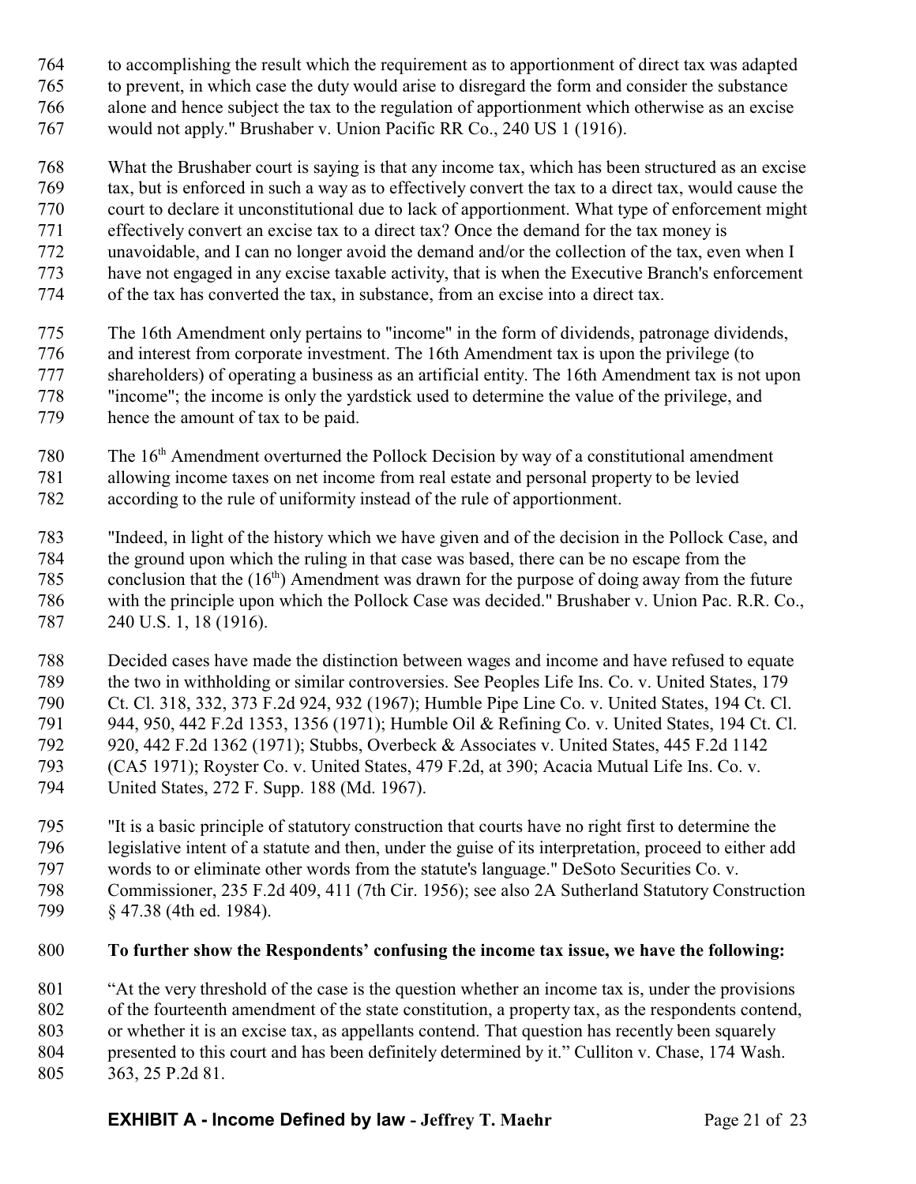to accomplishing the result which the requirement as to apportionment of direct tax was adapted to prevent, in which case the duty would arise to disregard the form and consider the substance alone and hence subject the tax to the regulation of apportionment which otherwise as an excise would not apply." Brushaber v. Union Pacific RR Co., 240 US 1 (1916).

What the Brushaber court is saying is that any income tax, which has been structured as an excise tax, but is enforced in such a way as to effectively convert the tax to a direct tax, would cause the court to declare it unconstitutional due to lack of apportionment. What type of enforcement might effectively convert an excise tax to a direct tax? Once the demand for the tax money is unavoidable, and I can no longer avoid the demand and/or the collection of the tax, even when I have not engaged in any excise taxable activity, that is when the Executive Branch's enforcement of the tax has converted the tax, in substance, from an excise into a direct tax.

The 16th Amendment only pertains to "income" in the form of dividends, patronage dividends, and interest from corporate investment. The 16th Amendment tax is upon the privilege (to shareholders) of operating a business as an artificial entity. The 16th Amendment tax is not upon "income"; the income is only the yardstick used to determine the value of the privilege, and hence the amount of tax to be paid.

The 16th Amendment overturned the Pollock Decision by way of a constitutional amendment allowing income taxes on net income from real estate and personal property to be levied according to the rule of uniformity instead of the rule of apportionment.

"Indeed, in light of the history which we have given and of the decision in the Pollock Case, and the ground upon which the ruling in that case was based, there can be no escape from the conclusion that the (16th) Amendment was drawn for the purpose of doing away from the future with the principle upon which the Pollock Case was decided." Brushaber v. Union Pac. R.R. Co., 240 U.S. 1, 18 (1916).

Decided cases have made the distinction between wages and income and have refused to equate the two in withholding or similar controversies. See Peoples Life Ins. Co. v. United States, 179 Ct. Cl. 318, 332, 373 F.2d 924, 932 (1967); Humble Pipe Line Co. v. United States, 194 Ct. Cl. 944, 950, 442 F.2d 1353, 1356 (1971); Humble Oil & Refining Co. v. United States, 194 Ct. Cl. 920, 442 F.2d 1362 (1971); Stubbs, Overbeck & Associates v. United States, 445 F.2d 1142 (CA5 1971); Royster Co. v. United States, 479 F.2d, at 390; Acacia Mutual Life Ins. Co. v. United States, 272 F. Supp. 188 (Md. 1967).

"It is a basic principle of statutory construction that courts have no right first to determine the legislative intent of a statute and then, under the guise of its interpretation, proceed to either add words to or eliminate other words from the statute's language." DeSoto Securities Co. v. Commissioner, 235 F.2d 409, 411 (7th Cir. 1956); see also 2A Sutherland Statutory Construction § 47.38 (4th ed. 1984).

**To further show the Respondents' confusing the income tax issue, we have the following:**

"At the very threshold of the case is the question whether an income tax is, under the provisions of the fourteenth amendment of the state constitution, a property tax, as the respondents contend, or whether it is an excise tax, as appellants contend. That question has recently been squarely presented to this court and has been definitely determined by it." Culliton v. Chase, 174 Wash. 363, 25 P.2d 81.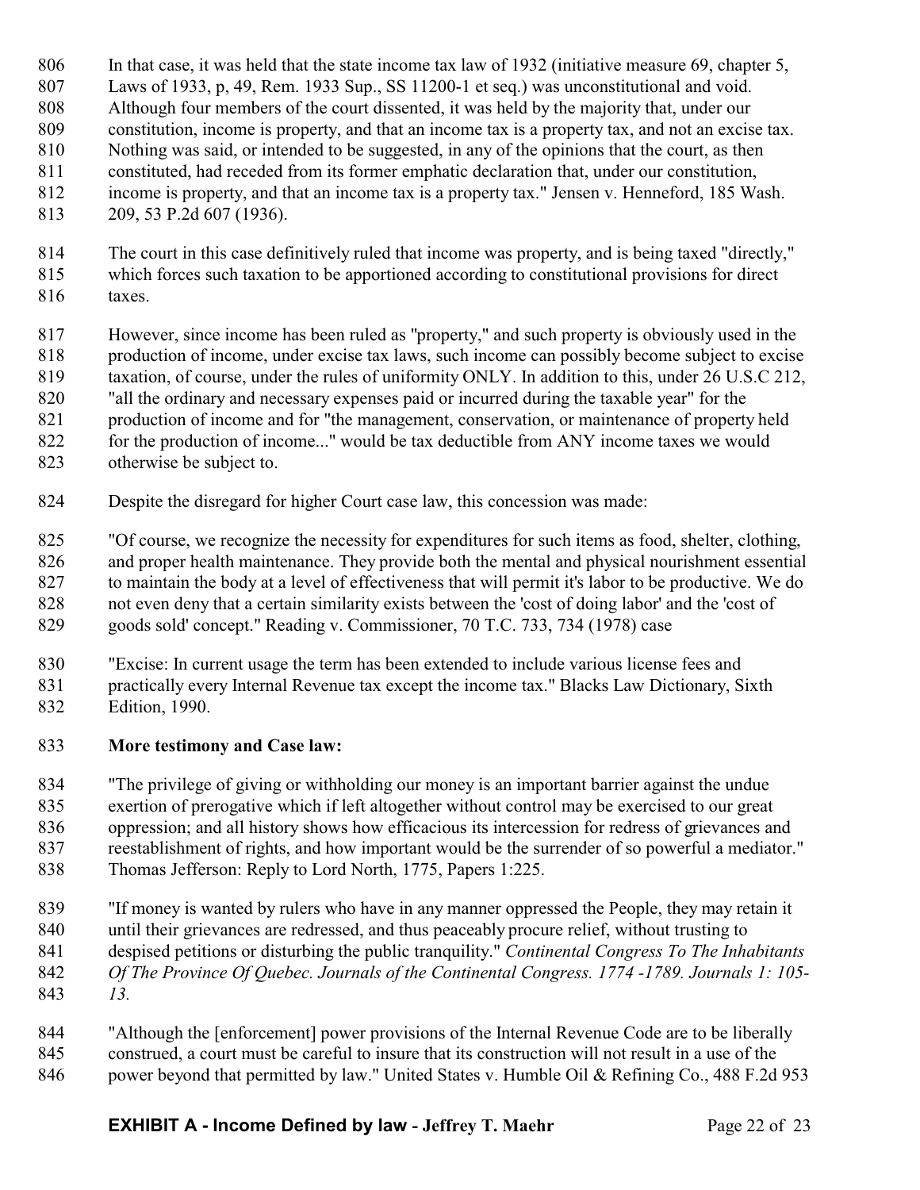In that case, it was held that the state income tax law of 1932 (initiative measure 69, chapter 5, Laws of 1933, p, 49, Rem. 1933 Sup., SS 11200-1 et seq.) was unconstitutional and void. Although four members of the court dissented, it was held by the majority that, under our constitution, income is property, and that an income tax is a property tax, and not an excise tax. Nothing was said, or intended to be suggested, in any of the opinions that the court, as then constituted, had receded from its former emphatic declaration that, under our constitution, income is property, and that an income tax is a property tax." Jensen v. Henneford, 185 Wash. 209, 53 P.2d 607 (1936).

The court in this case definitively ruled that income was property, and is being taxed "directly," which forces such taxation to be apportioned according to constitutional provisions for direct taxes.

However, since income has been ruled as "property," and such property is obviously used in the production of income, under excise tax laws, such income can possibly become subject to excise taxation, of course, under the rules of uniformity ONLY. In addition to this, under 26 U.S.C 212, "all the ordinary and necessary expenses paid or incurred during the taxable year" for the production of income and for "the management, conservation, or maintenance of property held for the production of income..." would be tax deductible from ANY income taxes we would otherwise be subject to.

Despite the disregard for higher Court case law, this concession was made:

"Of course, we recognize the necessity for expenditures for such items as food, shelter, clothing, and proper health maintenance. They provide both the mental and physical nourishment essential to maintain the body at a level of effectiveness that will permit it's labor to be productive. We do not even deny that a certain similarity exists between the 'cost of doing labor' and the 'cost of goods sold' concept." Reading v. Commissioner, 70 T.C. 733, 734 (1978) case

"Excise: In current usage the term has been extended to include various license fees and practically every Internal Revenue tax except the income tax." Blacks Law Dictionary, Sixth Edition, 1990.

**More testimony and Case law:**

"The privilege of giving or withholding our money is an important barrier against the undue exertion of prerogative which if left altogether without control may be exercised to our great oppression; and all history shows how efficacious its intercession for redress of grievances and reestablishment of rights, and how important would be the surrender of so powerful a mediator." Thomas Jefferson: Reply to Lord North, 1775, Papers 1:225.

"If money is wanted by rulers who have in any manner oppressed the People, they may retain it until their grievances are redressed, and thus peaceably procure relief, without trusting to despised petitions or disturbing the public tranquility." *Continental Congress To The Inhabitants Of The Province Of Quebec. Journals of the Continental Congress. 1774 -1789. Journals 1: 105-13.*

"Although the [enforcement] power provisions of the Internal Revenue Code are to be liberally construed, a court must be careful to insure that its construction will not result in a use of the power beyond that permitted by law." United States v. Humble Oil & Refining Co., 488 F.2d 953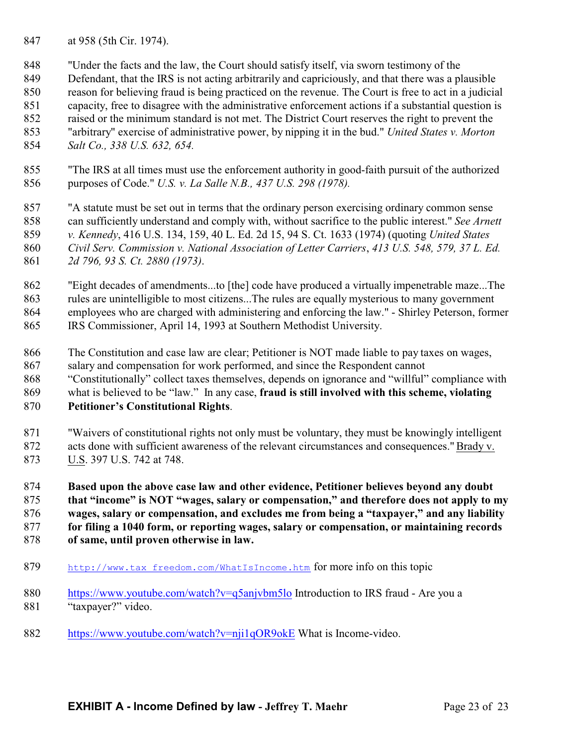at 958 (5th Cir. 1974).

"Under the facts and the law, the Court should satisfy itself, via sworn testimony of the Defendant, that the IRS is not acting arbitrarily and capriciously, and that there was a plausible reason for believing fraud is being practiced on the revenue. The Court is free to act in a judicial capacity, free to disagree with the administrative enforcement actions if a substantial question is raised or the minimum standard is not met. The District Court reserves the right to prevent the "arbitrary" exercise of administrative power, by nipping it in the bud." *United States v. Morton Salt Co., 338 U.S. 632, 654.*

"The IRS at all times must use the enforcement authority in good-faith pursuit of the authorized purposes of Code." *U.S. v. La Salle N.B., 437 U.S. 298 (1978).*

"A statute must be set out in terms that the ordinary person exercising ordinary common sense can sufficiently understand and comply with, without sacrifice to the public interest." *See Arnett v. Kennedy*, 416 U.S. 134, 159, 40 L. Ed. 2d 15, 94 S. Ct. 1633 (1974) (quoting *United States Civil Serv. Commission v. National Association of Letter Carriers*, *413 U.S. 548, 579, 37 L. Ed. 2d 796, 93 S. Ct. 2880 (1973)*.

"Eight decades of amendments...to [the] code have produced a virtually impenetrable maze...The rules are unintelligible to most citizens...The rules are equally mysterious to many government employees who are charged with administering and enforcing the law." - Shirley Peterson, former IRS Commissioner, April 14, 1993 at Southern Methodist University.

The Constitution and case law are clear; Petitioner is NOT made liable to pay taxes on wages, salary and compensation for work performed, and since the Respondent cannot "Constitutionally" collect taxes themselves, depends on ignorance and "willful" compliance with what is believed to be "law." In any case, **fraud is still involved with this scheme, violating Petitioner's Constitutional Rights**.

"Waivers of constitutional rights not only must be voluntary, they must be knowingly intelligent acts done with sufficient awareness of the relevant circumstances and consequences." Brady v. U.S. 397 U.S. 742 at 748.

**Based upon the above case law and other evidence, Petitioner believes beyond any doubt that "income" is NOT "wages, salary or compensation," and therefore does not apply to my wages, salary or compensation, and excludes me from being a "taxpayer," and any liability for filing a 1040 form, or reporting wages, salary or compensation, or maintaining records of same, until proven otherwise in law.**

http://www.tax freedom.com/WhatIsIncome.htm for more info on this topic

https://www.youtube.com/watch?v=q5anjvbm5lo Introduction to IRS fraud - Are you a "taxpayer?" video.

https://www.youtube.com/watch?v=nji1qOR9okE What is Income-video.